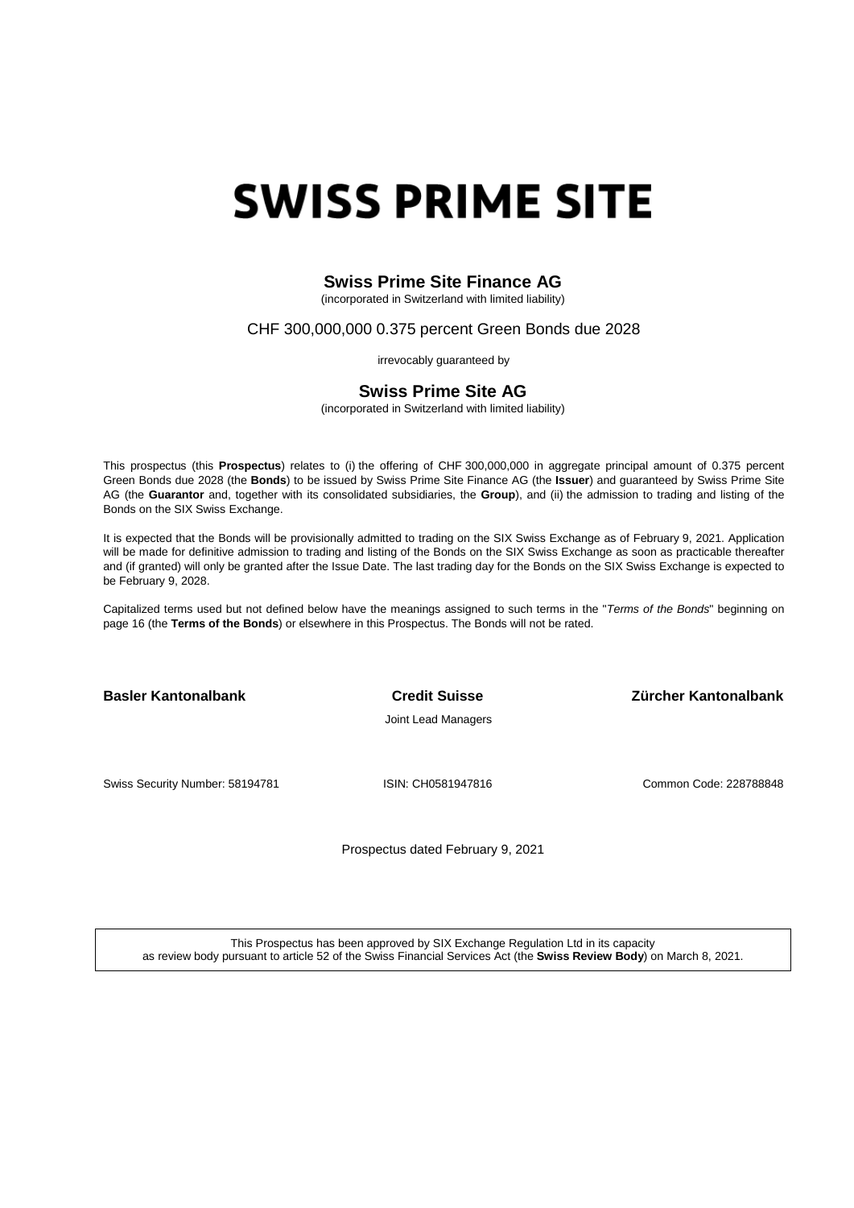# SWISS PRIME SITE

## Swiss Prime Site Finance AG

(incorporated in Switzerland with limited liability)

CHF 300,000,000 0.375 percent Green Bonds due 2028

irrevocably guaranteed by

## Swiss Prime Site AG

(incorporated in Switzerland with limited liability)

This prospectus (this **Prospectus**) relates to (i) the offering of CHF 300,000,000 in aggregate principal amount of 0.375 percent Green Bonds due 2028 (the **Bonds**) to be issued by Swiss Prime Site Finance AG (the **Issuer**) and guaranteed by Swiss Prime Site AG (the **Guarantor** and, together with its consolidated subsidiaries, the **Group**), and (ii) the admission to trading and listing of the Bonds on the SIX Swiss Exchange.

It is expected that the Bonds will be provisionally admitted to trading on the SIX Swiss Exchange as of February 9, 2021. Application will be made for definitive admission to trading and listing of the Bonds on the SIX Swiss Exchange as soon as practicable thereafter and (if granted) will only be granted after the Issue Date. The last trading day for the Bonds on the SIX Swiss Exchange is expected to be February 9, 2028.

Capitalized terms used but not defined below have the meanings assigned to such terms in the "*Terms of the Bonds*" beginning on page 16 (the **Terms of the Bonds**) or elsewhere in this Prospectus. The Bonds will not be rated.

**Basler Kantonalbank** | **Credit Suisse** | **Zürcher Kantonalbank**

Joint Lead Managers

Swiss Security Number: 58194781 | ISIN: CH0581947816 | Common Code: 228788848

Prospectus dated February 9, 2021

This Prospectus has been approved by SIX Exchange Regulation Ltd in its capacity as review body pursuant to article 52 of the Swiss Financial Services Act (the **Swiss Review Body**) on March 8, 2021.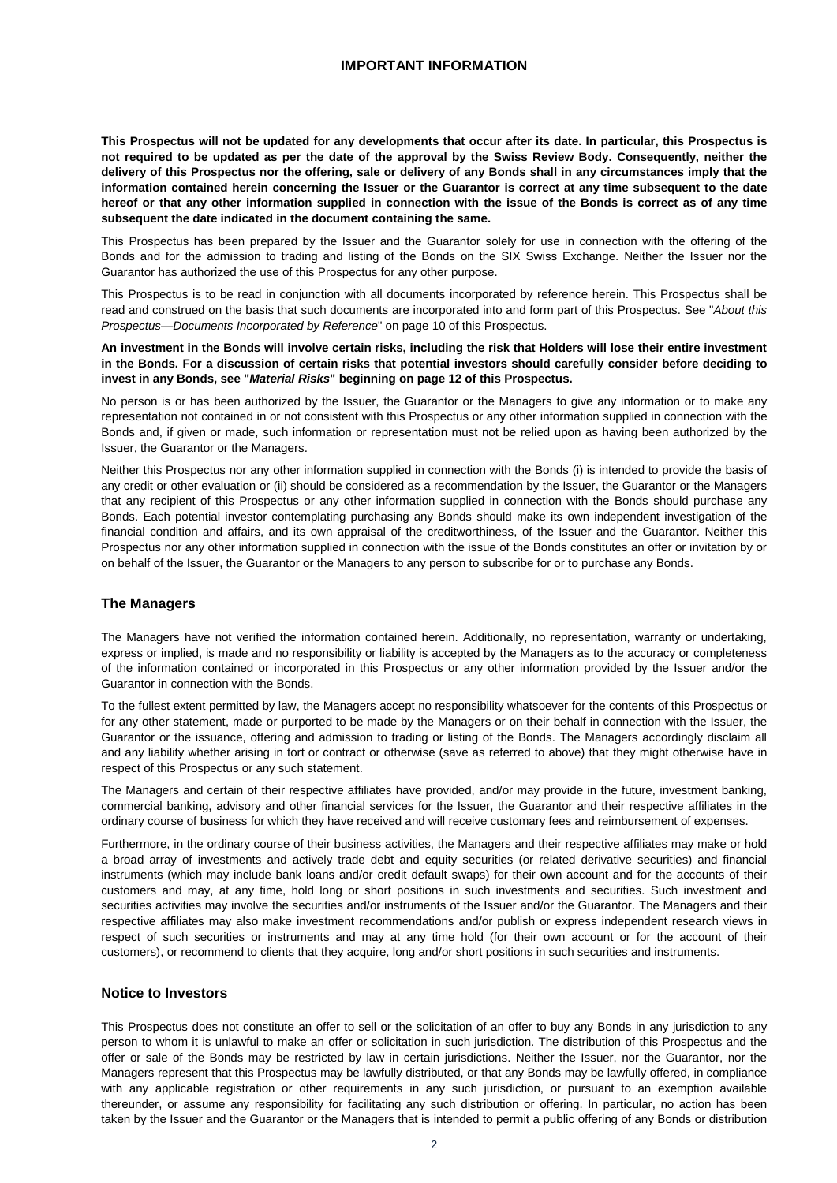# IMPORTANT INFORMATION

**This Prospectus will not be updated for any developments that occur after its date. In particular, this Prospectus is not required to be updated as per the date of the approval by the Swiss Review Body. Consequently, neither the delivery of this Prospectus nor the offering, sale or delivery of any Bonds shall in any circumstances imply that the information contained herein concerning the Issuer or the Guarantor is correct at any time subsequent to the date hereof or that any other information supplied in connection with the issue of the Bonds is correct as of any time subsequent the date indicated in the document containing the same.**

This Prospectus has been prepared by the Issuer and the Guarantor solely for use in connection with the offering of the Bonds and for the admission to trading and listing of the Bonds on the SIX Swiss Exchange. Neither the Issuer nor the Guarantor has authorized the use of this Prospectus for any other purpose.

This Prospectus is to be read in conjunction with all documents incorporated by reference herein. This Prospectus shall be read and construed on the basis that such documents are incorporated into and form part of this Prospectus. See "*About this Prospectus—Documents Incorporated by Reference*" on page 10 of this Prospectus.

**An investment in the Bonds will involve certain risks, including the risk that Holders will lose their entire investment in the Bonds. For a discussion of certain risks that potential investors should carefully consider before deciding to invest in any Bonds, see "*Material Risks*" beginning on page 12 of this Prospectus.**

No person is or has been authorized by the Issuer, the Guarantor or the Managers to give any information or to make any representation not contained in or not consistent with this Prospectus or any other information supplied in connection with the Bonds and, if given or made, such information or representation must not be relied upon as having been authorized by the Issuer, the Guarantor or the Managers.

Neither this Prospectus nor any other information supplied in connection with the Bonds (i) is intended to provide the basis of any credit or other evaluation or (ii) should be considered as a recommendation by the Issuer, the Guarantor or the Managers that any recipient of this Prospectus or any other information supplied in connection with the Bonds should purchase any Bonds. Each potential investor contemplating purchasing any Bonds should make its own independent investigation of the financial condition and affairs, and its own appraisal of the creditworthiness, of the Issuer and the Guarantor. Neither this Prospectus nor any other information supplied in connection with the issue of the Bonds constitutes an offer or invitation by or on behalf of the Issuer, the Guarantor or the Managers to any person to subscribe for or to purchase any Bonds.

## The Managers

The Managers have not verified the information contained herein. Additionally, no representation, warranty or undertaking, express or implied, is made and no responsibility or liability is accepted by the Managers as to the accuracy or completeness of the information contained or incorporated in this Prospectus or any other information provided by the Issuer and/or the Guarantor in connection with the Bonds.

To the fullest extent permitted by law, the Managers accept no responsibility whatsoever for the contents of this Prospectus or for any other statement, made or purported to be made by the Managers or on their behalf in connection with the Issuer, the Guarantor or the issuance, offering and admission to trading or listing of the Bonds. The Managers accordingly disclaim all and any liability whether arising in tort or contract or otherwise (save as referred to above) that they might otherwise have in respect of this Prospectus or any such statement.

The Managers and certain of their respective affiliates have provided, and/or may provide in the future, investment banking, commercial banking, advisory and other financial services for the Issuer, the Guarantor and their respective affiliates in the ordinary course of business for which they have received and will receive customary fees and reimbursement of expenses.

Furthermore, in the ordinary course of their business activities, the Managers and their respective affiliates may make or hold a broad array of investments and actively trade debt and equity securities (or related derivative securities) and financial instruments (which may include bank loans and/or credit default swaps) for their own account and for the accounts of their customers and may, at any time, hold long or short positions in such investments and securities. Such investment and securities activities may involve the securities and/or instruments of the Issuer and/or the Guarantor. The Managers and their respective affiliates may also make investment recommendations and/or publish or express independent research views in respect of such securities or instruments and may at any time hold (for their own account or for the account of their customers), or recommend to clients that they acquire, long and/or short positions in such securities and instruments.

## Notice to Investors

This Prospectus does not constitute an offer to sell or the solicitation of an offer to buy any Bonds in any jurisdiction to any person to whom it is unlawful to make an offer or solicitation in such jurisdiction. The distribution of this Prospectus and the offer or sale of the Bonds may be restricted by law in certain jurisdictions. Neither the Issuer, nor the Guarantor, nor the Managers represent that this Prospectus may be lawfully distributed, or that any Bonds may be lawfully offered, in compliance with any applicable registration or other requirements in any such jurisdiction, or pursuant to an exemption available thereunder, or assume any responsibility for facilitating any such distribution or offering. In particular, no action has been taken by the Issuer and the Guarantor or the Managers that is intended to permit a public offering of any Bonds or distribution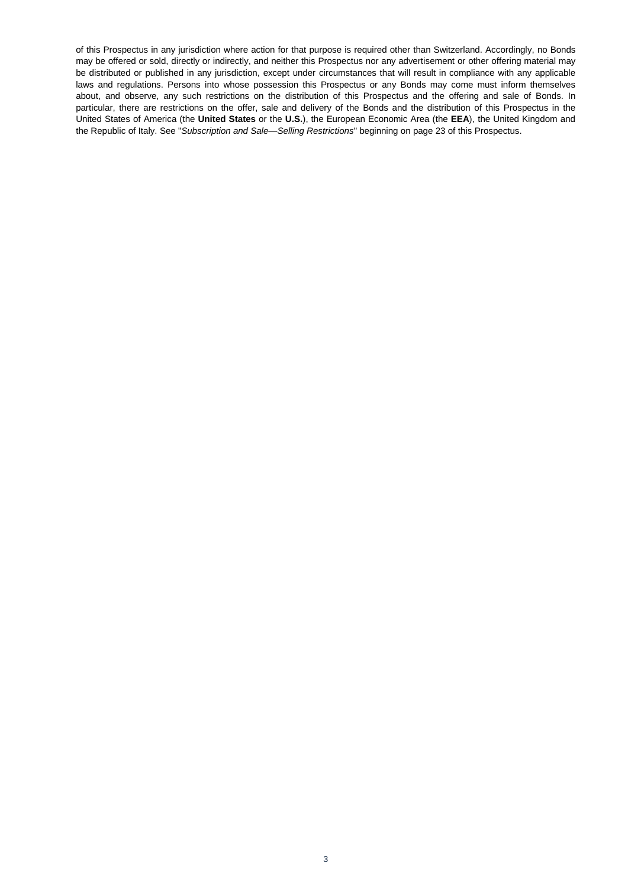of this Prospectus in any jurisdiction where action for that purpose is required other than Switzerland. Accordingly, no Bonds may be offered or sold, directly or indirectly, and neither this Prospectus nor any advertisement or other offering material may be distributed or published in any jurisdiction, except under circumstances that will result in compliance with any applicable laws and regulations. Persons into whose possession this Prospectus or any Bonds may come must inform themselves about, and observe, any such restrictions on the distribution of this Prospectus and the offering and sale of Bonds. In particular, there are restrictions on the offer, sale and delivery of the Bonds and the distribution of this Prospectus in the United States of America (the **United States** or the **U.S.**), the European Economic Area (the **EEA**), the United Kingdom and the Republic of Italy. See "*Subscription and Sale—Selling Restrictions*" beginning on page 23 of this Prospectus.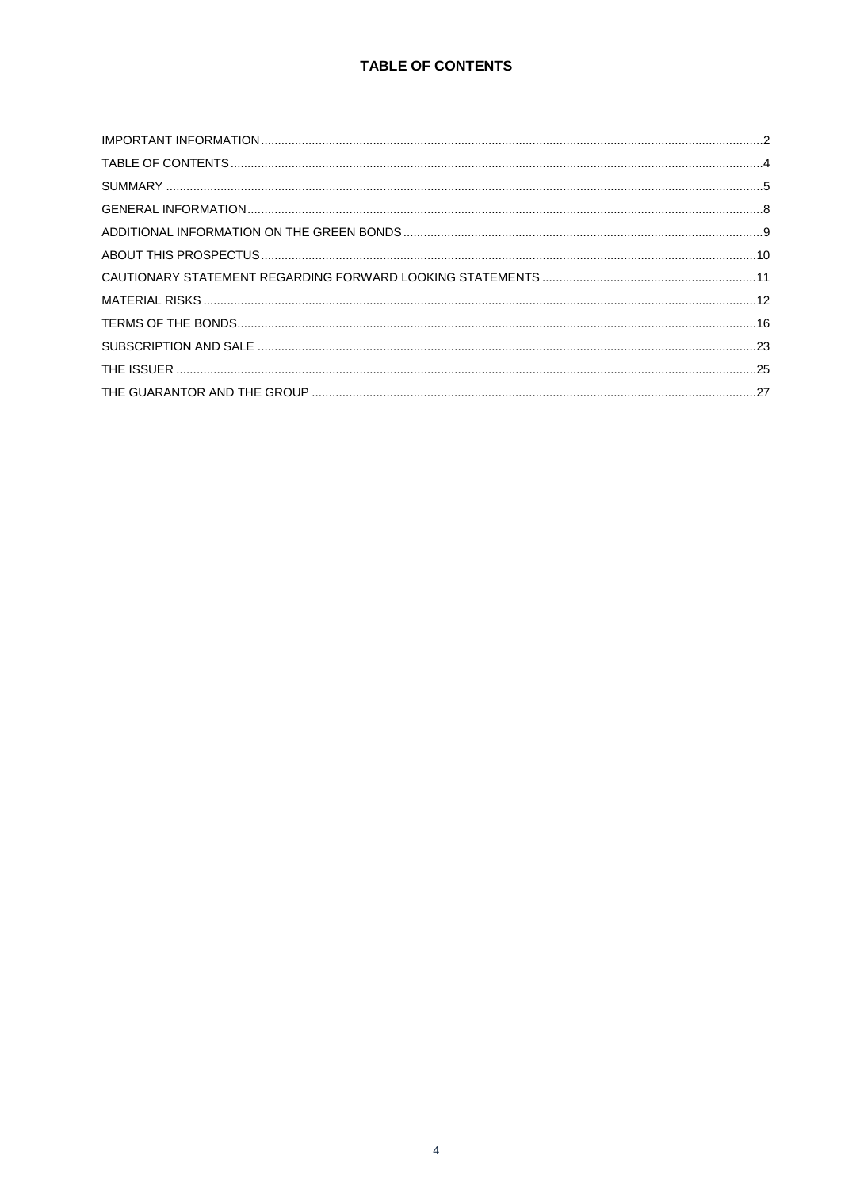# TABLE OF CONTENTS

IMPORTANT INFORMATION ........................................................ 2
TABLE OF CONTENTS ........................................................ 4
SUMMARY ........................................................ 5
GENERAL INFORMATION ........................................................ 8
ADDITIONAL INFORMATION ON THE GREEN BONDS ........................................................ 9
ABOUT THIS PROSPECTUS ........................................................ 10
CAUTIONARY STATEMENT REGARDING FORWARD LOOKING STATEMENTS ........................................................ 11
MATERIAL RISKS ........................................................ 12
TERMS OF THE BONDS ........................................................ 16
SUBSCRIPTION AND SALE ........................................................ 23
THE ISSUER ........................................................ 25
THE GUARANTOR AND THE GROUP ........................................................ 27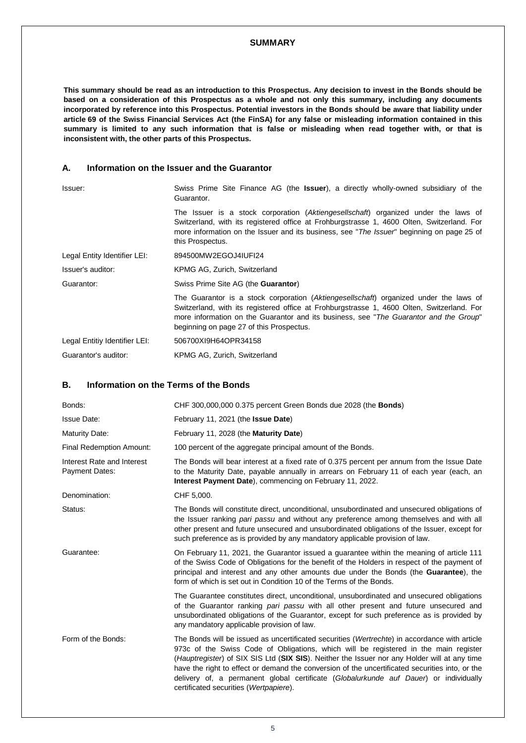# SUMMARY

**This summary should be read as an introduction to this Prospectus. Any decision to invest in the Bonds should be based on a consideration of this Prospectus as a whole and not only this summary, including any documents incorporated by reference into this Prospectus. Potential investors in the Bonds should be aware that liability under article 69 of the Swiss Financial Services Act (the FinSA) for any false or misleading information contained in this summary is limited to any such information that is false or misleading when read together with, or that is inconsistent with, the other parts of this Prospectus.**

## A. Information on the Issuer and the Guarantor

| | |
|---|---|
| Issuer: | Swiss Prime Site Finance AG (the **Issuer**), a directly wholly-owned subsidiary of the Guarantor. |
| | The Issuer is a stock corporation (*Aktiengesellschaft*) organized under the laws of Switzerland, with its registered office at Frohburgstrasse 1, 4600 Olten, Switzerland. For more information on the Issuer and its business, see "*The Issuer*" beginning on page 25 of this Prospectus. |
| Legal Entity Identifier LEI: | 894500MW2EGOJ4IUFI24 |
| Issuer's auditor: | KPMG AG, Zurich, Switzerland |
| Guarantor: | Swiss Prime Site AG (the **Guarantor**) |
| | The Guarantor is a stock corporation (*Aktiengesellschaft*) organized under the laws of Switzerland, with its registered office at Frohburgstrasse 1, 4600 Olten, Switzerland. For more information on the Guarantor and its business, see "*The Guarantor and the Group*" beginning on page 27 of this Prospectus. |
| Legal Entitiy Identifier LEI: | 506700XI9H64OPR34158 |
| Guarantor's auditor: | KPMG AG, Zurich, Switzerland |

## B. Information on the Terms of the Bonds

| | |
|---|---|
| Bonds: | CHF 300,000,000 0.375 percent Green Bonds due 2028 (the **Bonds**) |
| Issue Date: | February 11, 2021 (the **Issue Date**) |
| Maturity Date: | February 11, 2028 (the **Maturity Date**) |
| Final Redemption Amount: | 100 percent of the aggregate principal amount of the Bonds. |
| Interest Rate and Interest Payment Dates: | The Bonds will bear interest at a fixed rate of 0.375 percent per annum from the Issue Date to the Maturity Date, payable annually in arrears on February 11 of each year (each, an **Interest Payment Date**), commencing on February 11, 2022. |
| Denomination: | CHF 5,000. |
| Status: | The Bonds will constitute direct, unconditional, unsubordinated and unsecured obligations of the Issuer ranking *pari passu* and without any preference among themselves and with all other present and future unsecured and unsubordinated obligations of the Issuer, except for such preference as is provided by any mandatory applicable provision of law. |
| Guarantee: | On February 11, 2021, the Guarantor issued a guarantee within the meaning of article 111 of the Swiss Code of Obligations for the benefit of the Holders in respect of the payment of principal and interest and any other amounts due under the Bonds (the **Guarantee**), the form of which is set out in Condition 10 of the Terms of the Bonds. |
| | The Guarantee constitutes direct, unconditional, unsubordinated and unsecured obligations of the Guarantor ranking *pari passu* with all other present and future unsecured and unsubordinated obligations of the Guarantor, except for such preference as is provided by any mandatory applicable provision of law. |
| Form of the Bonds: | The Bonds will be issued as uncertificated securities (*Wertrechte*) in accordance with article 973c of the Swiss Code of Obligations, which will be registered in the main register (*Hauptregister*) of SIX SIS Ltd (**SIX SIS**). Neither the Issuer nor any Holder will at any time have the right to effect or demand the conversion of the uncertificated securities into, or the delivery of, a permanent global certificate (*Globalurkunde auf Dauer*) or individually certificated securities (*Wertpapiere*). |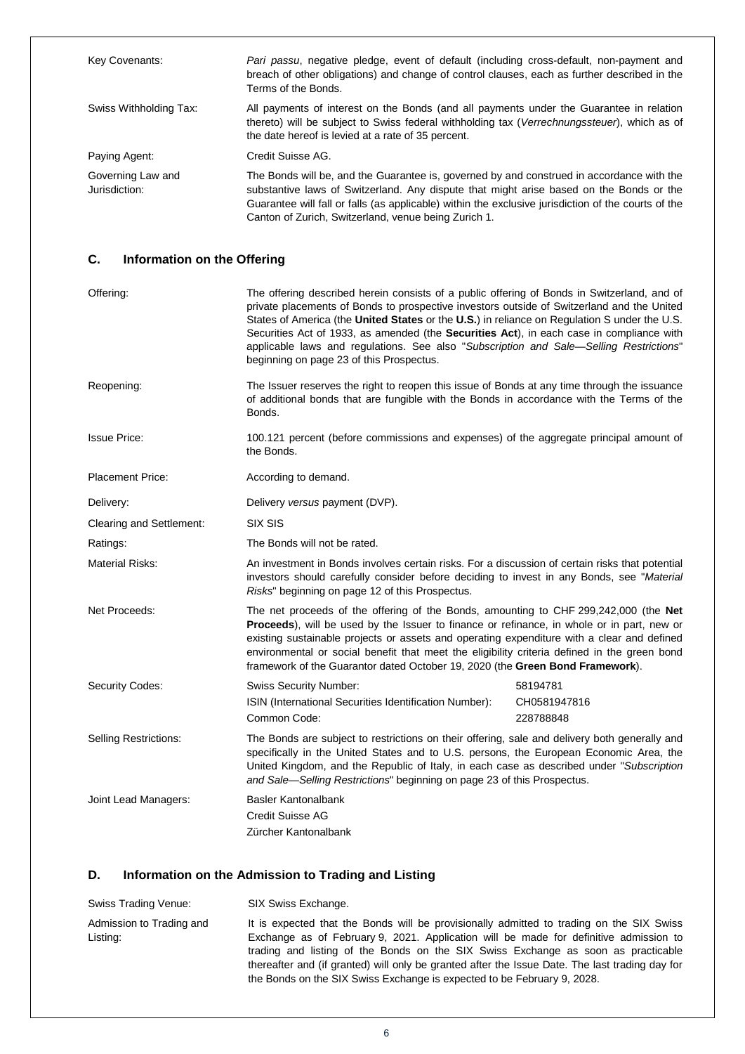Key Covenants: *Pari passu*, negative pledge, event of default (including cross-default, non-payment and breach of other obligations) and change of control clauses, each as further described in the Terms of the Bonds.

Swiss Withholding Tax: All payments of interest on the Bonds (and all payments under the Guarantee in relation thereto) will be subject to Swiss federal withholding tax (*Verrechnungssteuer*), which as of the date hereof is levied at a rate of 35 percent.

Paying Agent: Credit Suisse AG.

Governing Law and Jurisdiction: The Bonds will be, and the Guarantee is, governed by and construed in accordance with the substantive laws of Switzerland. Any dispute that might arise based on the Bonds or the Guarantee will fall or falls (as applicable) within the exclusive jurisdiction of the courts of the Canton of Zurich, Switzerland, venue being Zurich 1.

## C. Information on the Offering

Offering: The offering described herein consists of a public offering of Bonds in Switzerland, and of private placements of Bonds to prospective investors outside of Switzerland and the United States of America (the **United States** or the **U.S.**) in reliance on Regulation S under the U.S. Securities Act of 1933, as amended (the **Securities Act**), in each case in compliance with applicable laws and regulations. See also "*Subscription and Sale—Selling Restrictions*" beginning on page 23 of this Prospectus.

Reopening: The Issuer reserves the right to reopen this issue of Bonds at any time through the issuance of additional bonds that are fungible with the Bonds in accordance with the Terms of the Bonds.

Issue Price: 100.121 percent (before commissions and expenses) of the aggregate principal amount of the Bonds.

Placement Price: According to demand.

Delivery: Delivery *versus* payment (DVP).

Clearing and Settlement: SIX SIS

Ratings: The Bonds will not be rated.

Material Risks: An investment in Bonds involves certain risks. For a discussion of certain risks that potential investors should carefully consider before deciding to invest in any Bonds, see "*Material Risks*" beginning on page 12 of this Prospectus.

Net Proceeds: The net proceeds of the offering of the Bonds, amounting to CHF 299,242,000 (the **Net Proceeds**), will be used by the Issuer to finance or refinance, in whole or in part, new or existing sustainable projects or assets and operating expenditure with a clear and defined environmental or social benefit that meet the eligibility criteria defined in the green bond framework of the Guarantor dated October 19, 2020 (the **Green Bond Framework**).

Security Codes:

| | |
|---|---|
| Swiss Security Number: | 58194781 |
| ISIN (International Securities Identification Number): | CH0581947816 |
| Common Code: | 228788848 |

Selling Restrictions: The Bonds are subject to restrictions on their offering, sale and delivery both generally and specifically in the United States and to U.S. persons, the European Economic Area, the United Kingdom, and the Republic of Italy, in each case as described under "*Subscription and Sale—Selling Restrictions*" beginning on page 23 of this Prospectus.

Joint Lead Managers: Basler Kantonalbank
Credit Suisse AG
Zürcher Kantonalbank

## D. Information on the Admission to Trading and Listing

Swiss Trading Venue: SIX Swiss Exchange.

Admission to Trading and Listing: It is expected that the Bonds will be provisionally admitted to trading on the SIX Swiss Exchange as of February 9, 2021. Application will be made for definitive admission to trading and listing of the Bonds on the SIX Swiss Exchange as soon as practicable thereafter and (if granted) will only be granted after the Issue Date. The last trading day for the Bonds on the SIX Swiss Exchange is expected to be February 9, 2028.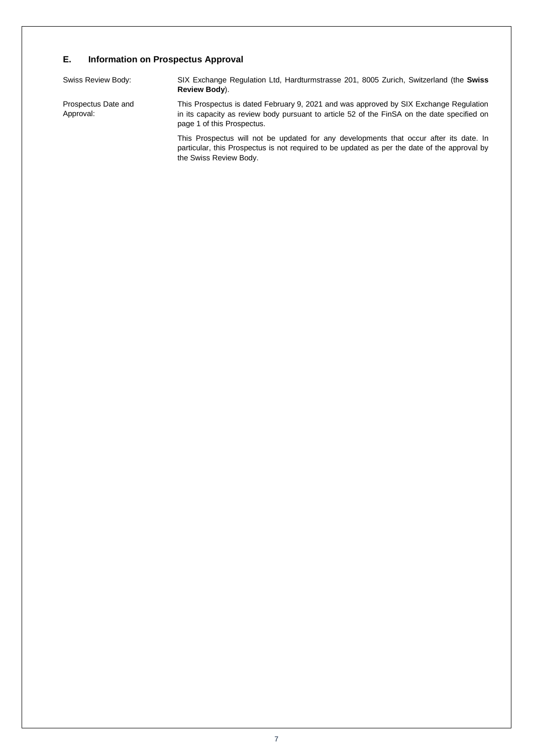## E. Information on Prospectus Approval

| | |
|---|---|
| Swiss Review Body: | SIX Exchange Regulation Ltd, Hardturmstrasse 201, 8005 Zurich, Switzerland (the **Swiss Review Body**). |
| Prospectus Date and Approval: | This Prospectus is dated February 9, 2021 and was approved by SIX Exchange Regulation in its capacity as review body pursuant to article 52 of the FinSA on the date specified on page 1 of this Prospectus.<br><br>This Prospectus will not be updated for any developments that occur after its date. In particular, this Prospectus is not required to be updated as per the date of the approval by the Swiss Review Body. |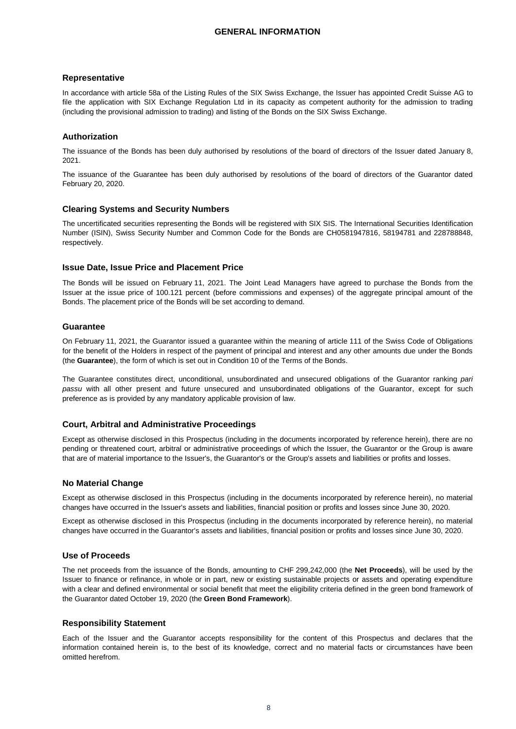# GENERAL INFORMATION

## Representative

In accordance with article 58a of the Listing Rules of the SIX Swiss Exchange, the Issuer has appointed Credit Suisse AG to file the application with SIX Exchange Regulation Ltd in its capacity as competent authority for the admission to trading (including the provisional admission to trading) and listing of the Bonds on the SIX Swiss Exchange.

## Authorization

The issuance of the Bonds has been duly authorised by resolutions of the board of directors of the Issuer dated January 8, 2021.

The issuance of the Guarantee has been duly authorised by resolutions of the board of directors of the Guarantor dated February 20, 2020.

## Clearing Systems and Security Numbers

The uncertificated securities representing the Bonds will be registered with SIX SIS. The International Securities Identification Number (ISIN), Swiss Security Number and Common Code for the Bonds are CH0581947816, 58194781 and 228788848, respectively.

## Issue Date, Issue Price and Placement Price

The Bonds will be issued on February 11, 2021. The Joint Lead Managers have agreed to purchase the Bonds from the Issuer at the issue price of 100.121 percent (before commissions and expenses) of the aggregate principal amount of the Bonds. The placement price of the Bonds will be set according to demand.

## Guarantee

On February 11, 2021, the Guarantor issued a guarantee within the meaning of article 111 of the Swiss Code of Obligations for the benefit of the Holders in respect of the payment of principal and interest and any other amounts due under the Bonds (the **Guarantee**), the form of which is set out in Condition 10 of the Terms of the Bonds.

The Guarantee constitutes direct, unconditional, unsubordinated and unsecured obligations of the Guarantor ranking *pari passu* with all other present and future unsecured and unsubordinated obligations of the Guarantor, except for such preference as is provided by any mandatory applicable provision of law.

## Court, Arbitral and Administrative Proceedings

Except as otherwise disclosed in this Prospectus (including in the documents incorporated by reference herein), there are no pending or threatened court, arbitral or administrative proceedings of which the Issuer, the Guarantor or the Group is aware that are of material importance to the Issuer's, the Guarantor's or the Group's assets and liabilities or profits and losses.

## No Material Change

Except as otherwise disclosed in this Prospectus (including in the documents incorporated by reference herein), no material changes have occurred in the Issuer's assets and liabilities, financial position or profits and losses since June 30, 2020.

Except as otherwise disclosed in this Prospectus (including in the documents incorporated by reference herein), no material changes have occurred in the Guarantor's assets and liabilities, financial position or profits and losses since June 30, 2020.

## Use of Proceeds

The net proceeds from the issuance of the Bonds, amounting to CHF 299,242,000 (the **Net Proceeds**), will be used by the Issuer to finance or refinance, in whole or in part, new or existing sustainable projects or assets and operating expenditure with a clear and defined environmental or social benefit that meet the eligibility criteria defined in the green bond framework of the Guarantor dated October 19, 2020 (the **Green Bond Framework**).

## Responsibility Statement

Each of the Issuer and the Guarantor accepts responsibility for the content of this Prospectus and declares that the information contained herein is, to the best of its knowledge, correct and no material facts or circumstances have been omitted herefrom.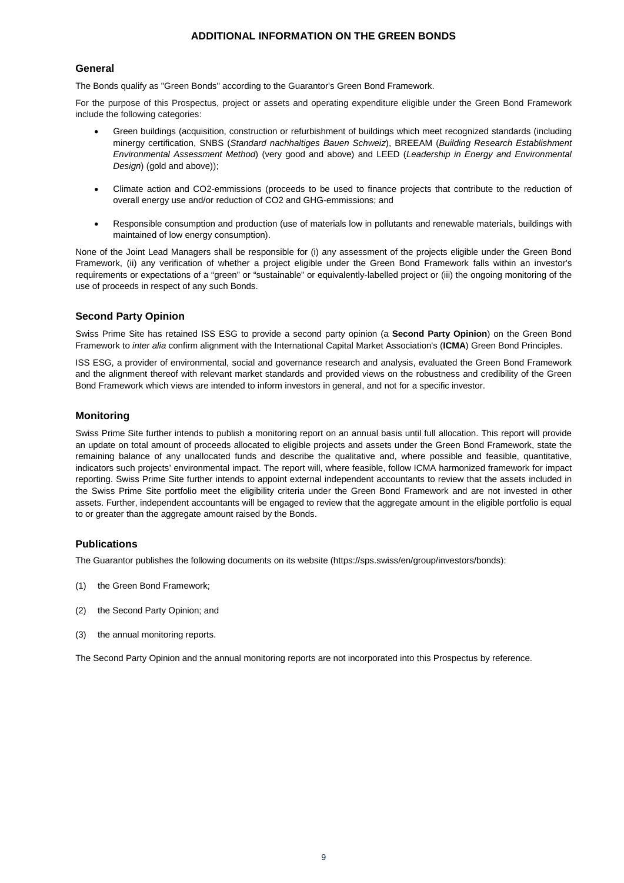# ADDITIONAL INFORMATION ON THE GREEN BONDS

## General

The Bonds qualify as "Green Bonds" according to the Guarantor's Green Bond Framework.

For the purpose of this Prospectus, project or assets and operating expenditure eligible under the Green Bond Framework include the following categories:

- Green buildings (acquisition, construction or refurbishment of buildings which meet recognized standards (including minergy certification, SNBS (*Standard nachhaltiges Bauen Schweiz*), BREEAM (*Building Research Establishment Environmental Assessment Method*) (very good and above) and LEED (*Leadership in Energy and Environmental Design*) (gold and above));
- Climate action and CO2-emmissions (proceeds to be used to finance projects that contribute to the reduction of overall energy use and/or reduction of CO2 and GHG-emmissions; and
- Responsible consumption and production (use of materials low in pollutants and renewable materials, buildings with maintained of low energy consumption).

None of the Joint Lead Managers shall be responsible for (i) any assessment of the projects eligible under the Green Bond Framework, (ii) any verification of whether a project eligible under the Green Bond Framework falls within an investor's requirements or expectations of a "green" or "sustainable" or equivalently-labelled project or (iii) the ongoing monitoring of the use of proceeds in respect of any such Bonds.

## Second Party Opinion

Swiss Prime Site has retained ISS ESG to provide a second party opinion (a **Second Party Opinion**) on the Green Bond Framework to *inter alia* confirm alignment with the International Capital Market Association's (**ICMA**) Green Bond Principles.

ISS ESG, a provider of environmental, social and governance research and analysis, evaluated the Green Bond Framework and the alignment thereof with relevant market standards and provided views on the robustness and credibility of the Green Bond Framework which views are intended to inform investors in general, and not for a specific investor.

## Monitoring

Swiss Prime Site further intends to publish a monitoring report on an annual basis until full allocation. This report will provide an update on total amount of proceeds allocated to eligible projects and assets under the Green Bond Framework, state the remaining balance of any unallocated funds and describe the qualitative and, where possible and feasible, quantitative, indicators such projects' environmental impact. The report will, where feasible, follow ICMA harmonized framework for impact reporting. Swiss Prime Site further intends to appoint external independent accountants to review that the assets included in the Swiss Prime Site portfolio meet the eligibility criteria under the Green Bond Framework and are not invested in other assets. Further, independent accountants will be engaged to review that the aggregate amount in the eligible portfolio is equal to or greater than the aggregate amount raised by the Bonds.

## Publications

The Guarantor publishes the following documents on its website (https://sps.swiss/en/group/investors/bonds):

(1) the Green Bond Framework;

(2) the Second Party Opinion; and

(3) the annual monitoring reports.

The Second Party Opinion and the annual monitoring reports are not incorporated into this Prospectus by reference.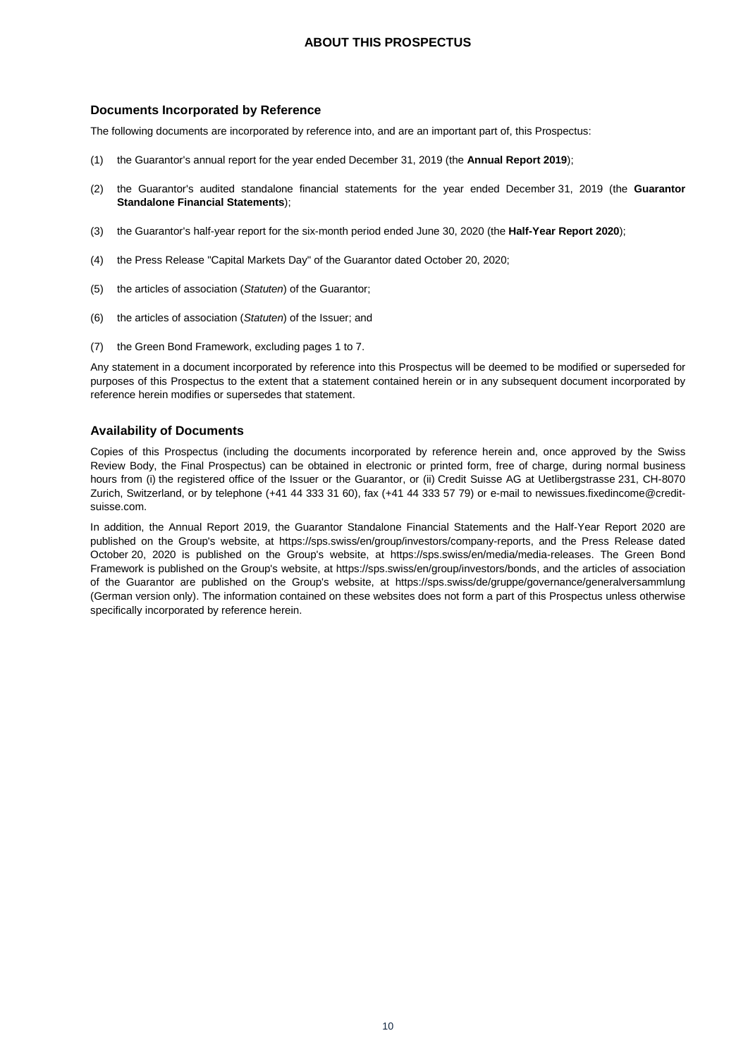# ABOUT THIS PROSPECTUS

## Documents Incorporated by Reference

The following documents are incorporated by reference into, and are an important part of, this Prospectus:

(1) the Guarantor's annual report for the year ended December 31, 2019 (the **Annual Report 2019**);

(2) the Guarantor's audited standalone financial statements for the year ended December 31, 2019 (the **Guarantor Standalone Financial Statements**);

(3) the Guarantor's half-year report for the six-month period ended June 30, 2020 (the **Half-Year Report 2020**);

(4) the Press Release "Capital Markets Day" of the Guarantor dated October 20, 2020;

(5) the articles of association (*Statuten*) of the Guarantor;

(6) the articles of association (*Statuten*) of the Issuer; and

(7) the Green Bond Framework, excluding pages 1 to 7.

Any statement in a document incorporated by reference into this Prospectus will be deemed to be modified or superseded for purposes of this Prospectus to the extent that a statement contained herein or in any subsequent document incorporated by reference herein modifies or supersedes that statement.

## Availability of Documents

Copies of this Prospectus (including the documents incorporated by reference herein and, once approved by the Swiss Review Body, the Final Prospectus) can be obtained in electronic or printed form, free of charge, during normal business hours from (i) the registered office of the Issuer or the Guarantor, or (ii) Credit Suisse AG at Uetlibergstrasse 231, CH-8070 Zurich, Switzerland, or by telephone (+41 44 333 31 60), fax (+41 44 333 57 79) or e-mail to newissues.fixedincome@credit-suisse.com.

In addition, the Annual Report 2019, the Guarantor Standalone Financial Statements and the Half-Year Report 2020 are published on the Group's website, at https://sps.swiss/en/group/investors/company-reports, and the Press Release dated October 20, 2020 is published on the Group's website, at https://sps.swiss/en/media/media-releases. The Green Bond Framework is published on the Group's website, at https://sps.swiss/en/group/investors/bonds, and the articles of association of the Guarantor are published on the Group's website, at https://sps.swiss/de/gruppe/governance/generalversammlung (German version only). The information contained on these websites does not form a part of this Prospectus unless otherwise specifically incorporated by reference herein.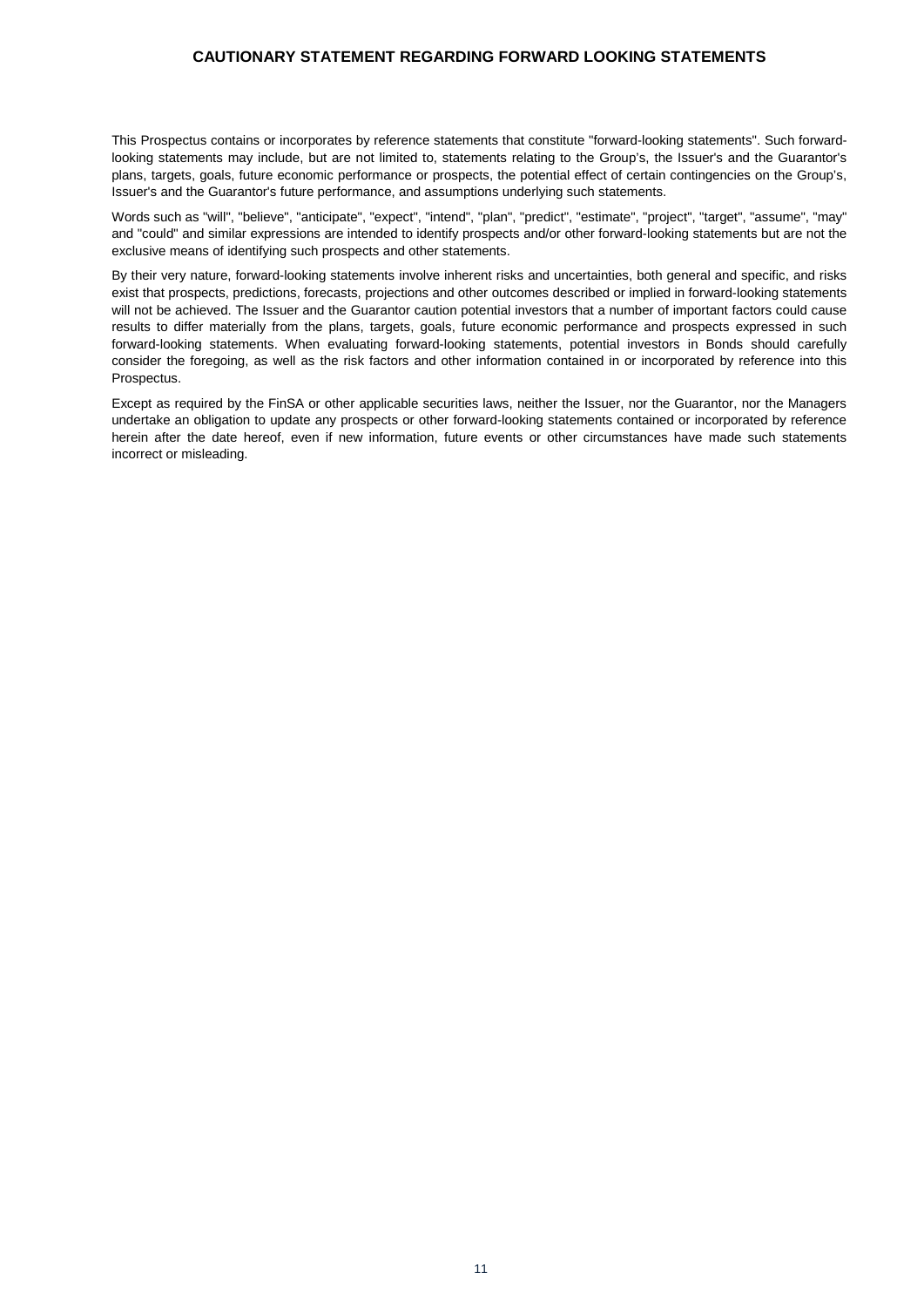## CAUTIONARY STATEMENT REGARDING FORWARD LOOKING STATEMENTS

This Prospectus contains or incorporates by reference statements that constitute "forward-looking statements". Such forward-looking statements may include, but are not limited to, statements relating to the Group's, the Issuer's and the Guarantor's plans, targets, goals, future economic performance or prospects, the potential effect of certain contingencies on the Group's, Issuer's and the Guarantor's future performance, and assumptions underlying such statements.

Words such as "will", "believe", "anticipate", "expect", "intend", "plan", "predict", "estimate", "project", "target", "assume", "may" and "could" and similar expressions are intended to identify prospects and/or other forward-looking statements but are not the exclusive means of identifying such prospects and other statements.

By their very nature, forward-looking statements involve inherent risks and uncertainties, both general and specific, and risks exist that prospects, predictions, forecasts, projections and other outcomes described or implied in forward-looking statements will not be achieved. The Issuer and the Guarantor caution potential investors that a number of important factors could cause results to differ materially from the plans, targets, goals, future economic performance and prospects expressed in such forward-looking statements. When evaluating forward-looking statements, potential investors in Bonds should carefully consider the foregoing, as well as the risk factors and other information contained in or incorporated by reference into this Prospectus.

Except as required by the FinSA or other applicable securities laws, neither the Issuer, nor the Guarantor, nor the Managers undertake an obligation to update any prospects or other forward-looking statements contained or incorporated by reference herein after the date hereof, even if new information, future events or other circumstances have made such statements incorrect or misleading.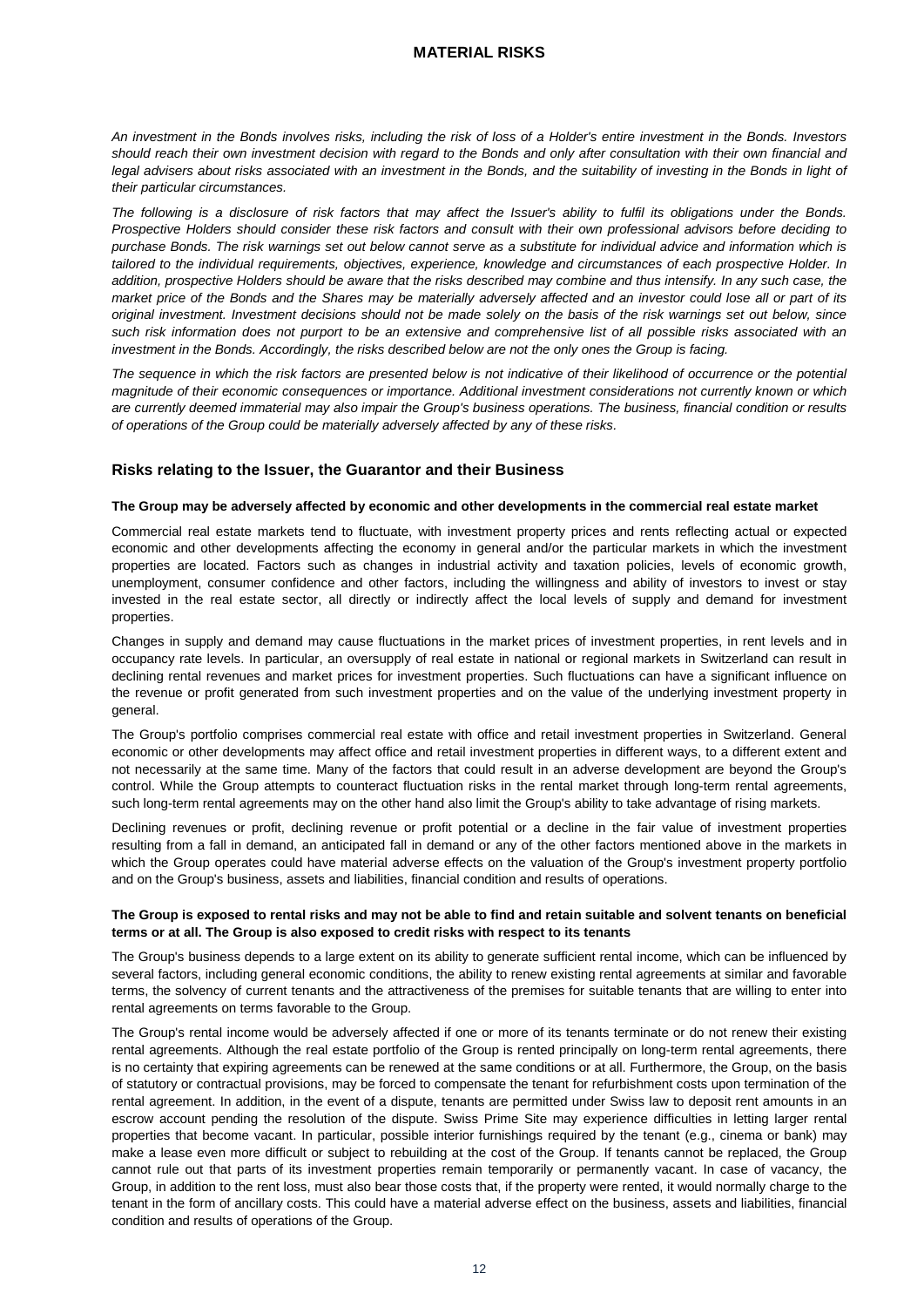# MATERIAL RISKS

*An investment in the Bonds involves risks, including the risk of loss of a Holder's entire investment in the Bonds. Investors should reach their own investment decision with regard to the Bonds and only after consultation with their own financial and legal advisers about risks associated with an investment in the Bonds, and the suitability of investing in the Bonds in light of their particular circumstances.*

*The following is a disclosure of risk factors that may affect the Issuer's ability to fulfil its obligations under the Bonds. Prospective Holders should consider these risk factors and consult with their own professional advisors before deciding to purchase Bonds. The risk warnings set out below cannot serve as a substitute for individual advice and information which is tailored to the individual requirements, objectives, experience, knowledge and circumstances of each prospective Holder. In addition, prospective Holders should be aware that the risks described may combine and thus intensify. In any such case, the market price of the Bonds and the Shares may be materially adversely affected and an investor could lose all or part of its original investment. Investment decisions should not be made solely on the basis of the risk warnings set out below, since such risk information does not purport to be an extensive and comprehensive list of all possible risks associated with an investment in the Bonds. Accordingly, the risks described below are not the only ones the Group is facing.*

*The sequence in which the risk factors are presented below is not indicative of their likelihood of occurrence or the potential magnitude of their economic consequences or importance. Additional investment considerations not currently known or which are currently deemed immaterial may also impair the Group's business operations. The business, financial condition or results of operations of the Group could be materially adversely affected by any of these risks.*

## Risks relating to the Issuer, the Guarantor and their Business

**The Group may be adversely affected by economic and other developments in the commercial real estate market**

Commercial real estate markets tend to fluctuate, with investment property prices and rents reflecting actual or expected economic and other developments affecting the economy in general and/or the particular markets in which the investment properties are located. Factors such as changes in industrial activity and taxation policies, levels of economic growth, unemployment, consumer confidence and other factors, including the willingness and ability of investors to invest or stay invested in the real estate sector, all directly or indirectly affect the local levels of supply and demand for investment properties.

Changes in supply and demand may cause fluctuations in the market prices of investment properties, in rent levels and in occupancy rate levels. In particular, an oversupply of real estate in national or regional markets in Switzerland can result in declining rental revenues and market prices for investment properties. Such fluctuations can have a significant influence on the revenue or profit generated from such investment properties and on the value of the underlying investment property in general.

The Group's portfolio comprises commercial real estate with office and retail investment properties in Switzerland. General economic or other developments may affect office and retail investment properties in different ways, to a different extent and not necessarily at the same time. Many of the factors that could result in an adverse development are beyond the Group's control. While the Group attempts to counteract fluctuation risks in the rental market through long-term rental agreements, such long-term rental agreements may on the other hand also limit the Group's ability to take advantage of rising markets.

Declining revenues or profit, declining revenue or profit potential or a decline in the fair value of investment properties resulting from a fall in demand, an anticipated fall in demand or any of the other factors mentioned above in the markets in which the Group operates could have material adverse effects on the valuation of the Group's investment property portfolio and on the Group's business, assets and liabilities, financial condition and results of operations.

**The Group is exposed to rental risks and may not be able to find and retain suitable and solvent tenants on beneficial terms or at all. The Group is also exposed to credit risks with respect to its tenants**

The Group's business depends to a large extent on its ability to generate sufficient rental income, which can be influenced by several factors, including general economic conditions, the ability to renew existing rental agreements at similar and favorable terms, the solvency of current tenants and the attractiveness of the premises for suitable tenants that are willing to enter into rental agreements on terms favorable to the Group.

The Group's rental income would be adversely affected if one or more of its tenants terminate or do not renew their existing rental agreements. Although the real estate portfolio of the Group is rented principally on long-term rental agreements, there is no certainty that expiring agreements can be renewed at the same conditions or at all. Furthermore, the Group, on the basis of statutory or contractual provisions, may be forced to compensate the tenant for refurbishment costs upon termination of the rental agreement. In addition, in the event of a dispute, tenants are permitted under Swiss law to deposit rent amounts in an escrow account pending the resolution of the dispute. Swiss Prime Site may experience difficulties in letting larger rental properties that become vacant. In particular, possible interior furnishings required by the tenant (e.g., cinema or bank) may make a lease even more difficult or subject to rebuilding at the cost of the Group. If tenants cannot be replaced, the Group cannot rule out that parts of its investment properties remain temporarily or permanently vacant. In case of vacancy, the Group, in addition to the rent loss, must also bear those costs that, if the property were rented, it would normally charge to the tenant in the form of ancillary costs. This could have a material adverse effect on the business, assets and liabilities, financial condition and results of operations of the Group.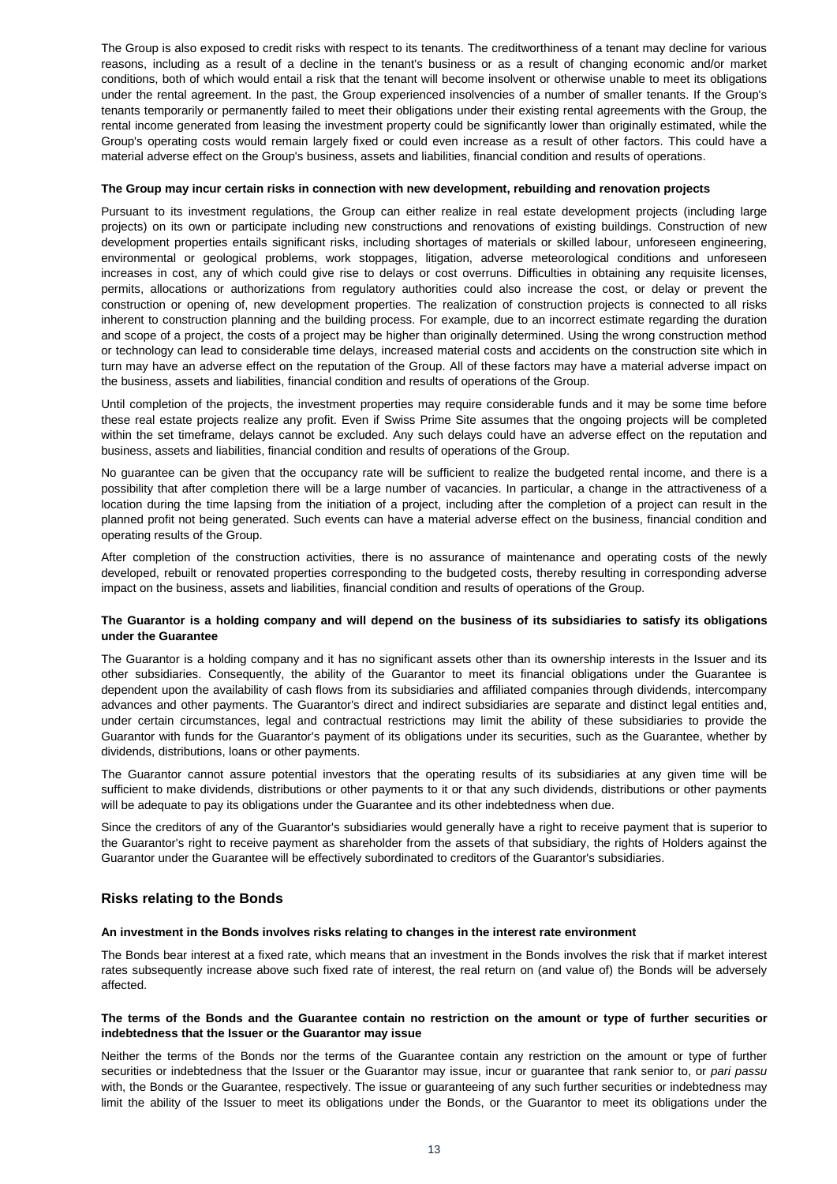The Group is also exposed to credit risks with respect to its tenants. The creditworthiness of a tenant may decline for various reasons, including as a result of a decline in the tenant's business or as a result of changing economic and/or market conditions, both of which would entail a risk that the tenant will become insolvent or otherwise unable to meet its obligations under the rental agreement. In the past, the Group experienced insolvencies of a number of smaller tenants. If the Group's tenants temporarily or permanently failed to meet their obligations under their existing rental agreements with the Group, the rental income generated from leasing the investment property could be significantly lower than originally estimated, while the Group's operating costs would remain largely fixed or could even increase as a result of other factors. This could have a material adverse effect on the Group's business, assets and liabilities, financial condition and results of operations.

**The Group may incur certain risks in connection with new development, rebuilding and renovation projects**

Pursuant to its investment regulations, the Group can either realize in real estate development projects (including large projects) on its own or participate including new constructions and renovations of existing buildings. Construction of new development properties entails significant risks, including shortages of materials or skilled labour, unforeseen engineering, environmental or geological problems, work stoppages, litigation, adverse meteorological conditions and unforeseen increases in cost, any of which could give rise to delays or cost overruns. Difficulties in obtaining any requisite licenses, permits, allocations or authorizations from regulatory authorities could also increase the cost, or delay or prevent the construction or opening of, new development properties. The realization of construction projects is connected to all risks inherent to construction planning and the building process. For example, due to an incorrect estimate regarding the duration and scope of a project, the costs of a project may be higher than originally determined. Using the wrong construction method or technology can lead to considerable time delays, increased material costs and accidents on the construction site which in turn may have an adverse effect on the reputation of the Group. All of these factors may have a material adverse impact on the business, assets and liabilities, financial condition and results of operations of the Group.

Until completion of the projects, the investment properties may require considerable funds and it may be some time before these real estate projects realize any profit. Even if Swiss Prime Site assumes that the ongoing projects will be completed within the set timeframe, delays cannot be excluded. Any such delays could have an adverse effect on the reputation and business, assets and liabilities, financial condition and results of operations of the Group.

No guarantee can be given that the occupancy rate will be sufficient to realize the budgeted rental income, and there is a possibility that after completion there will be a large number of vacancies. In particular, a change in the attractiveness of a location during the time lapsing from the initiation of a project, including after the completion of a project can result in the planned profit not being generated. Such events can have a material adverse effect on the business, financial condition and operating results of the Group.

After completion of the construction activities, there is no assurance of maintenance and operating costs of the newly developed, rebuilt or renovated properties corresponding to the budgeted costs, thereby resulting in corresponding adverse impact on the business, assets and liabilities, financial condition and results of operations of the Group.

**The Guarantor is a holding company and will depend on the business of its subsidiaries to satisfy its obligations under the Guarantee**

The Guarantor is a holding company and it has no significant assets other than its ownership interests in the Issuer and its other subsidiaries. Consequently, the ability of the Guarantor to meet its financial obligations under the Guarantee is dependent upon the availability of cash flows from its subsidiaries and affiliated companies through dividends, intercompany advances and other payments. The Guarantor's direct and indirect subsidiaries are separate and distinct legal entities and, under certain circumstances, legal and contractual restrictions may limit the ability of these subsidiaries to provide the Guarantor with funds for the Guarantor's payment of its obligations under its securities, such as the Guarantee, whether by dividends, distributions, loans or other payments.

The Guarantor cannot assure potential investors that the operating results of its subsidiaries at any given time will be sufficient to make dividends, distributions or other payments to it or that any such dividends, distributions or other payments will be adequate to pay its obligations under the Guarantee and its other indebtedness when due.

Since the creditors of any of the Guarantor's subsidiaries would generally have a right to receive payment that is superior to the Guarantor's right to receive payment as shareholder from the assets of that subsidiary, the rights of Holders against the Guarantor under the Guarantee will be effectively subordinated to creditors of the Guarantor's subsidiaries.

## Risks relating to the Bonds

**An investment in the Bonds involves risks relating to changes in the interest rate environment**

The Bonds bear interest at a fixed rate, which means that an investment in the Bonds involves the risk that if market interest rates subsequently increase above such fixed rate of interest, the real return on (and value of) the Bonds will be adversely affected.

**The terms of the Bonds and the Guarantee contain no restriction on the amount or type of further securities or indebtedness that the Issuer or the Guarantor may issue**

Neither the terms of the Bonds nor the terms of the Guarantee contain any restriction on the amount or type of further securities or indebtedness that the Issuer or the Guarantor may issue, incur or guarantee that rank senior to, or *pari passu* with, the Bonds or the Guarantee, respectively. The issue or guaranteeing of any such further securities or indebtedness may limit the ability of the Issuer to meet its obligations under the Bonds, or the Guarantor to meet its obligations under the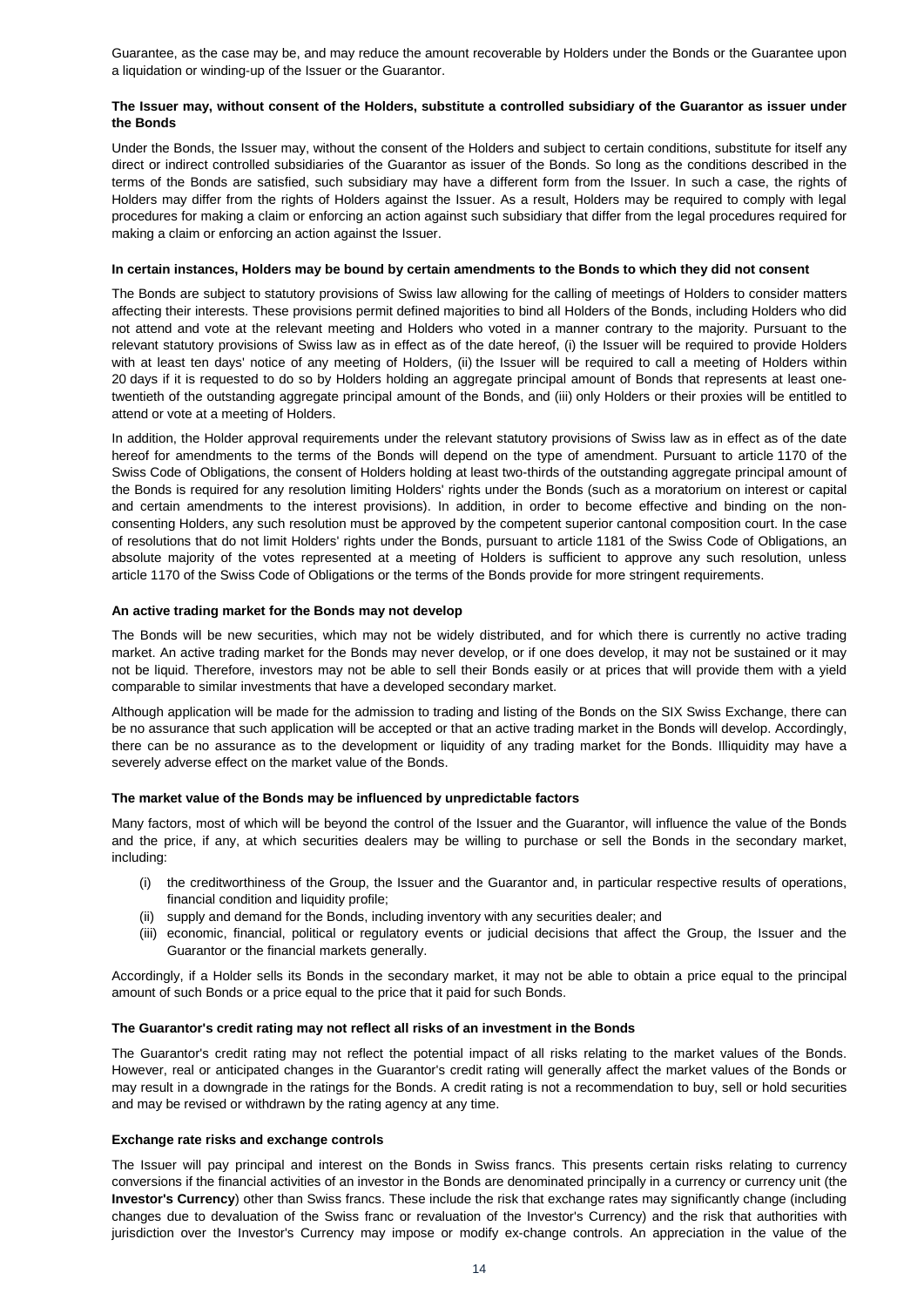Guarantee, as the case may be, and may reduce the amount recoverable by Holders under the Bonds or the Guarantee upon a liquidation or winding-up of the Issuer or the Guarantor.

**The Issuer may, without consent of the Holders, substitute a controlled subsidiary of the Guarantor as issuer under the Bonds**

Under the Bonds, the Issuer may, without the consent of the Holders and subject to certain conditions, substitute for itself any direct or indirect controlled subsidiaries of the Guarantor as issuer of the Bonds. So long as the conditions described in the terms of the Bonds are satisfied, such subsidiary may have a different form from the Issuer. In such a case, the rights of Holders may differ from the rights of Holders against the Issuer. As a result, Holders may be required to comply with legal procedures for making a claim or enforcing an action against such subsidiary that differ from the legal procedures required for making a claim or enforcing an action against the Issuer.

**In certain instances, Holders may be bound by certain amendments to the Bonds to which they did not consent**

The Bonds are subject to statutory provisions of Swiss law allowing for the calling of meetings of Holders to consider matters affecting their interests. These provisions permit defined majorities to bind all Holders of the Bonds, including Holders who did not attend and vote at the relevant meeting and Holders who voted in a manner contrary to the majority. Pursuant to the relevant statutory provisions of Swiss law as in effect as of the date hereof, (i) the Issuer will be required to provide Holders with at least ten days' notice of any meeting of Holders, (ii) the Issuer will be required to call a meeting of Holders within 20 days if it is requested to do so by Holders holding an aggregate principal amount of Bonds that represents at least one-twentieth of the outstanding aggregate principal amount of the Bonds, and (iii) only Holders or their proxies will be entitled to attend or vote at a meeting of Holders.

In addition, the Holder approval requirements under the relevant statutory provisions of Swiss law as in effect as of the date hereof for amendments to the terms of the Bonds will depend on the type of amendment. Pursuant to article 1170 of the Swiss Code of Obligations, the consent of Holders holding at least two-thirds of the outstanding aggregate principal amount of the Bonds is required for any resolution limiting Holders' rights under the Bonds (such as a moratorium on interest or capital and certain amendments to the interest provisions). In addition, in order to become effective and binding on the non-consenting Holders, any such resolution must be approved by the competent superior cantonal composition court. In the case of resolutions that do not limit Holders' rights under the Bonds, pursuant to article 1181 of the Swiss Code of Obligations, an absolute majority of the votes represented at a meeting of Holders is sufficient to approve any such resolution, unless article 1170 of the Swiss Code of Obligations or the terms of the Bonds provide for more stringent requirements.

**An active trading market for the Bonds may not develop**

The Bonds will be new securities, which may not be widely distributed, and for which there is currently no active trading market. An active trading market for the Bonds may never develop, or if one does develop, it may not be sustained or it may not be liquid. Therefore, investors may not be able to sell their Bonds easily or at prices that will provide them with a yield comparable to similar investments that have a developed secondary market.

Although application will be made for the admission to trading and listing of the Bonds on the SIX Swiss Exchange, there can be no assurance that such application will be accepted or that an active trading market in the Bonds will develop. Accordingly, there can be no assurance as to the development or liquidity of any trading market for the Bonds. Illiquidity may have a severely adverse effect on the market value of the Bonds.

**The market value of the Bonds may be influenced by unpredictable factors**

Many factors, most of which will be beyond the control of the Issuer and the Guarantor, will influence the value of the Bonds and the price, if any, at which securities dealers may be willing to purchase or sell the Bonds in the secondary market, including:

(i) the creditworthiness of the Group, the Issuer and the Guarantor and, in particular respective results of operations, financial condition and liquidity profile;
(ii) supply and demand for the Bonds, including inventory with any securities dealer; and
(iii) economic, financial, political or regulatory events or judicial decisions that affect the Group, the Issuer and the Guarantor or the financial markets generally.

Accordingly, if a Holder sells its Bonds in the secondary market, it may not be able to obtain a price equal to the principal amount of such Bonds or a price equal to the price that it paid for such Bonds.

**The Guarantor's credit rating may not reflect all risks of an investment in the Bonds**

The Guarantor's credit rating may not reflect the potential impact of all risks relating to the market values of the Bonds. However, real or anticipated changes in the Guarantor's credit rating will generally affect the market values of the Bonds or may result in a downgrade in the ratings for the Bonds. A credit rating is not a recommendation to buy, sell or hold securities and may be revised or withdrawn by the rating agency at any time.

**Exchange rate risks and exchange controls**

The Issuer will pay principal and interest on the Bonds in Swiss francs. This presents certain risks relating to currency conversions if the financial activities of an investor in the Bonds are denominated principally in a currency or currency unit (the **Investor's Currency**) other than Swiss francs. These include the risk that exchange rates may significantly change (including changes due to devaluation of the Swiss franc or revaluation of the Investor's Currency) and the risk that authorities with jurisdiction over the Investor's Currency may impose or modify ex-change controls. An appreciation in the value of the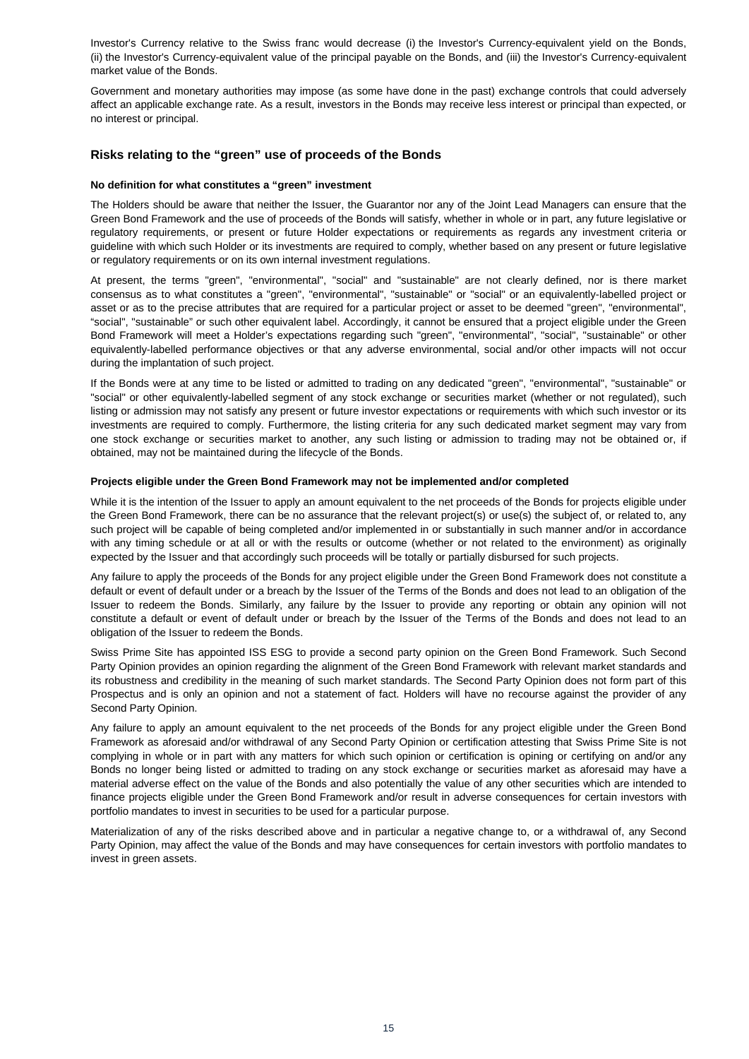Investor's Currency relative to the Swiss franc would decrease (i) the Investor's Currency-equivalent yield on the Bonds, (ii) the Investor's Currency-equivalent value of the principal payable on the Bonds, and (iii) the Investor's Currency-equivalent market value of the Bonds.

Government and monetary authorities may impose (as some have done in the past) exchange controls that could adversely affect an applicable exchange rate. As a result, investors in the Bonds may receive less interest or principal than expected, or no interest or principal.

## Risks relating to the "green" use of proceeds of the Bonds

**No definition for what constitutes a "green" investment**

The Holders should be aware that neither the Issuer, the Guarantor nor any of the Joint Lead Managers can ensure that the Green Bond Framework and the use of proceeds of the Bonds will satisfy, whether in whole or in part, any future legislative or regulatory requirements, or present or future Holder expectations or requirements as regards any investment criteria or guideline with which such Holder or its investments are required to comply, whether based on any present or future legislative or regulatory requirements or on its own internal investment regulations.

At present, the terms "green", "environmental", "social" and "sustainable" are not clearly defined, nor is there market consensus as to what constitutes a "green", "environmental", "sustainable" or "social" or an equivalently-labelled project or asset or as to the precise attributes that are required for a particular project or asset to be deemed "green", "environmental", "social", "sustainable" or such other equivalent label. Accordingly, it cannot be ensured that a project eligible under the Green Bond Framework will meet a Holder's expectations regarding such "green", "environmental", "social", "sustainable" or other equivalently-labelled performance objectives or that any adverse environmental, social and/or other impacts will not occur during the implantation of such project.

If the Bonds were at any time to be listed or admitted to trading on any dedicated "green", "environmental", "sustainable" or "social" or other equivalently-labelled segment of any stock exchange or securities market (whether or not regulated), such listing or admission may not satisfy any present or future investor expectations or requirements with which such investor or its investments are required to comply. Furthermore, the listing criteria for any such dedicated market segment may vary from one stock exchange or securities market to another, any such listing or admission to trading may not be obtained or, if obtained, may not be maintained during the lifecycle of the Bonds.

**Projects eligible under the Green Bond Framework may not be implemented and/or completed**

While it is the intention of the Issuer to apply an amount equivalent to the net proceeds of the Bonds for projects eligible under the Green Bond Framework, there can be no assurance that the relevant project(s) or use(s) the subject of, or related to, any such project will be capable of being completed and/or implemented in or substantially in such manner and/or in accordance with any timing schedule or at all or with the results or outcome (whether or not related to the environment) as originally expected by the Issuer and that accordingly such proceeds will be totally or partially disbursed for such projects.

Any failure to apply the proceeds of the Bonds for any project eligible under the Green Bond Framework does not constitute a default or event of default under or a breach by the Issuer of the Terms of the Bonds and does not lead to an obligation of the Issuer to redeem the Bonds. Similarly, any failure by the Issuer to provide any reporting or obtain any opinion will not constitute a default or event of default under or breach by the Issuer of the Terms of the Bonds and does not lead to an obligation of the Issuer to redeem the Bonds.

Swiss Prime Site has appointed ISS ESG to provide a second party opinion on the Green Bond Framework. Such Second Party Opinion provides an opinion regarding the alignment of the Green Bond Framework with relevant market standards and its robustness and credibility in the meaning of such market standards. The Second Party Opinion does not form part of this Prospectus and is only an opinion and not a statement of fact. Holders will have no recourse against the provider of any Second Party Opinion.

Any failure to apply an amount equivalent to the net proceeds of the Bonds for any project eligible under the Green Bond Framework as aforesaid and/or withdrawal of any Second Party Opinion or certification attesting that Swiss Prime Site is not complying in whole or in part with any matters for which such opinion or certification is opining or certifying on and/or any Bonds no longer being listed or admitted to trading on any stock exchange or securities market as aforesaid may have a material adverse effect on the value of the Bonds and also potentially the value of any other securities which are intended to finance projects eligible under the Green Bond Framework and/or result in adverse consequences for certain investors with portfolio mandates to invest in securities to be used for a particular purpose.

Materialization of any of the risks described above and in particular a negative change to, or a withdrawal of, any Second Party Opinion, may affect the value of the Bonds and may have consequences for certain investors with portfolio mandates to invest in green assets.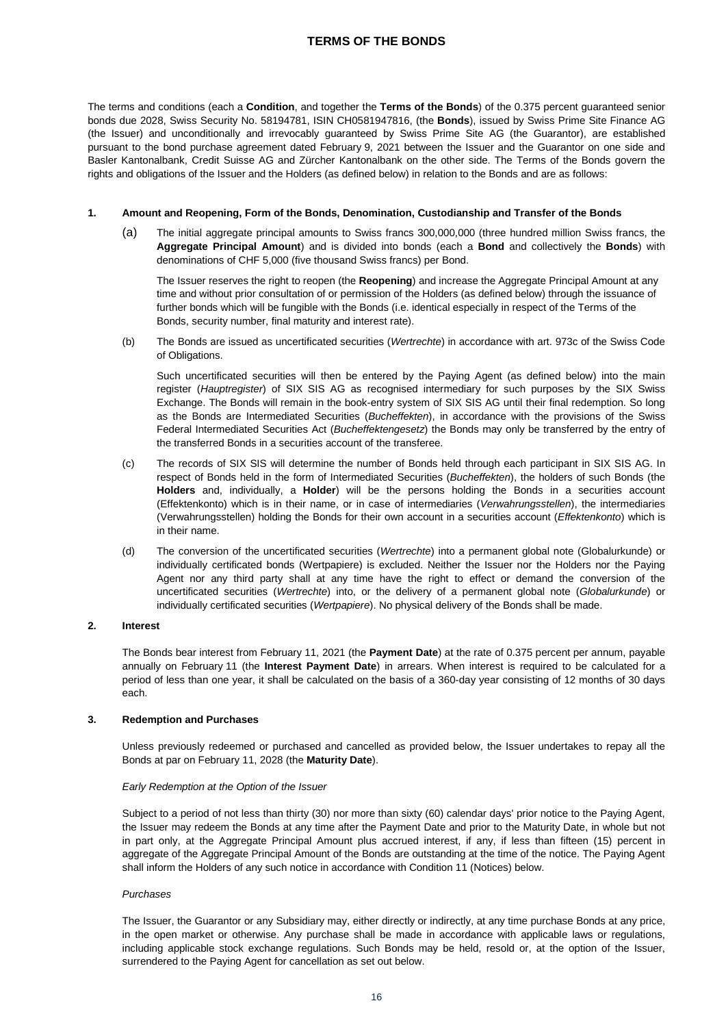# TERMS OF THE BONDS

The terms and conditions (each a **Condition**, and together the **Terms of the Bonds**) of the 0.375 percent guaranteed senior bonds due 2028, Swiss Security No. 58194781, ISIN CH0581947816, (the **Bonds**), issued by Swiss Prime Site Finance AG (the Issuer) and unconditionally and irrevocably guaranteed by Swiss Prime Site AG (the Guarantor), are established pursuant to the bond purchase agreement dated February 9, 2021 between the Issuer and the Guarantor on one side and Basler Kantonalbank, Credit Suisse AG and Zürcher Kantonalbank on the other side. The Terms of the Bonds govern the rights and obligations of the Issuer and the Holders (as defined below) in relation to the Bonds and are as follows:

## 1. Amount and Reopening, Form of the Bonds, Denomination, Custodianship and Transfer of the Bonds

(a) The initial aggregate principal amounts to Swiss francs 300,000,000 (three hundred million Swiss francs, the **Aggregate Principal Amount**) and is divided into bonds (each a **Bond** and collectively the **Bonds**) with denominations of CHF 5,000 (five thousand Swiss francs) per Bond.

The Issuer reserves the right to reopen (the **Reopening**) and increase the Aggregate Principal Amount at any time and without prior consultation of or permission of the Holders (as defined below) through the issuance of further bonds which will be fungible with the Bonds (i.e. identical especially in respect of the Terms of the Bonds, security number, final maturity and interest rate).

(b) The Bonds are issued as uncertificated securities (*Wertrechte*) in accordance with art. 973c of the Swiss Code of Obligations.

Such uncertificated securities will then be entered by the Paying Agent (as defined below) into the main register (*Hauptregister*) of SIX SIS AG as recognised intermediary for such purposes by the SIX Swiss Exchange. The Bonds will remain in the book-entry system of SIX SIS AG until their final redemption. So long as the Bonds are Intermediated Securities (*Bucheffekten*), in accordance with the provisions of the Swiss Federal Intermediated Securities Act (*Bucheffektengesetz*) the Bonds may only be transferred by the entry of the transferred Bonds in a securities account of the transferee.

(c) The records of SIX SIS will determine the number of Bonds held through each participant in SIX SIS AG. In respect of Bonds held in the form of Intermediated Securities (*Bucheffekten*), the holders of such Bonds (the **Holders** and, individually, a **Holder**) will be the persons holding the Bonds in a securities account (Effektenkonto) which is in their name, or in case of intermediaries (*Verwahrungsstellen*), the intermediaries (Verwahrungsstellen) holding the Bonds for their own account in a securities account (*Effektenkonto*) which is in their name.

(d) The conversion of the uncertificated securities (*Wertrechte*) into a permanent global note (Globalurkunde) or individually certificated bonds (Wertpapiere) is excluded. Neither the Issuer nor the Holders nor the Paying Agent nor any third party shall at any time have the right to effect or demand the conversion of the uncertificated securities (*Wertrechte*) into, or the delivery of a permanent global note (*Globalurkunde*) or individually certificated securities (*Wertpapiere*). No physical delivery of the Bonds shall be made.

## 2. Interest

The Bonds bear interest from February 11, 2021 (the **Payment Date**) at the rate of 0.375 percent per annum, payable annually on February 11 (the **Interest Payment Date**) in arrears. When interest is required to be calculated for a period of less than one year, it shall be calculated on the basis of a 360-day year consisting of 12 months of 30 days each.

## 3. Redemption and Purchases

Unless previously redeemed or purchased and cancelled as provided below, the Issuer undertakes to repay all the Bonds at par on February 11, 2028 (the **Maturity Date**).

*Early Redemption at the Option of the Issuer*

Subject to a period of not less than thirty (30) nor more than sixty (60) calendar days' prior notice to the Paying Agent, the Issuer may redeem the Bonds at any time after the Payment Date and prior to the Maturity Date, in whole but not in part only, at the Aggregate Principal Amount plus accrued interest, if any, if less than fifteen (15) percent in aggregate of the Aggregate Principal Amount of the Bonds are outstanding at the time of the notice. The Paying Agent shall inform the Holders of any such notice in accordance with Condition 11 (Notices) below.

*Purchases*

The Issuer, the Guarantor or any Subsidiary may, either directly or indirectly, at any time purchase Bonds at any price, in the open market or otherwise. Any purchase shall be made in accordance with applicable laws or regulations, including applicable stock exchange regulations. Such Bonds may be held, resold or, at the option of the Issuer, surrendered to the Paying Agent for cancellation as set out below.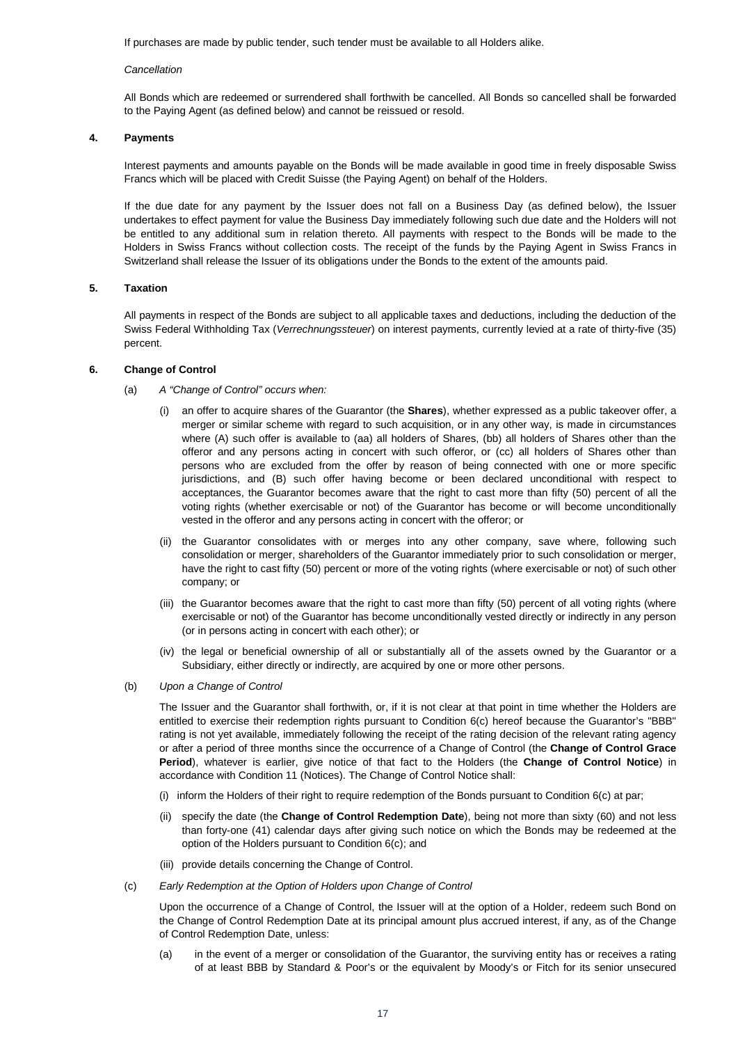If purchases are made by public tender, such tender must be available to all Holders alike.

*Cancellation*

All Bonds which are redeemed or surrendered shall forthwith be cancelled. All Bonds so cancelled shall be forwarded to the Paying Agent (as defined below) and cannot be reissued or resold.

## 4. Payments

Interest payments and amounts payable on the Bonds will be made available in good time in freely disposable Swiss Francs which will be placed with Credit Suisse (the Paying Agent) on behalf of the Holders.

If the due date for any payment by the Issuer does not fall on a Business Day (as defined below), the Issuer undertakes to effect payment for value the Business Day immediately following such due date and the Holders will not be entitled to any additional sum in relation thereto. All payments with respect to the Bonds will be made to the Holders in Swiss Francs without collection costs. The receipt of the funds by the Paying Agent in Swiss Francs in Switzerland shall release the Issuer of its obligations under the Bonds to the extent of the amounts paid.

## 5. Taxation

All payments in respect of the Bonds are subject to all applicable taxes and deductions, including the deduction of the Swiss Federal Withholding Tax (*Verrechnungssteuer*) on interest payments, currently levied at a rate of thirty-five (35) percent.

## 6. Change of Control

(a) *A "Change of Control" occurs when:*

(i) an offer to acquire shares of the Guarantor (the **Shares**), whether expressed as a public takeover offer, a merger or similar scheme with regard to such acquisition, or in any other way, is made in circumstances where (A) such offer is available to (aa) all holders of Shares, (bb) all holders of Shares other than the offeror and any persons acting in concert with such offeror, or (cc) all holders of Shares other than persons who are excluded from the offer by reason of being connected with one or more specific jurisdictions, and (B) such offer having become or been declared unconditional with respect to acceptances, the Guarantor becomes aware that the right to cast more than fifty (50) percent of all the voting rights (whether exercisable or not) of the Guarantor has become or will become unconditionally vested in the offeror and any persons acting in concert with the offeror; or

(ii) the Guarantor consolidates with or merges into any other company, save where, following such consolidation or merger, shareholders of the Guarantor immediately prior to such consolidation or merger, have the right to cast fifty (50) percent or more of the voting rights (where exercisable or not) of such other company; or

(iii) the Guarantor becomes aware that the right to cast more than fifty (50) percent of all voting rights (where exercisable or not) of the Guarantor has become unconditionally vested directly or indirectly in any person (or in persons acting in concert with each other); or

(iv) the legal or beneficial ownership of all or substantially all of the assets owned by the Guarantor or a Subsidiary, either directly or indirectly, are acquired by one or more other persons.

(b) *Upon a Change of Control*

The Issuer and the Guarantor shall forthwith, or, if it is not clear at that point in time whether the Holders are entitled to exercise their redemption rights pursuant to Condition 6(c) hereof because the Guarantor's "BBB" rating is not yet available, immediately following the receipt of the rating decision of the relevant rating agency or after a period of three months since the occurrence of a Change of Control (the **Change of Control Grace Period**), whatever is earlier, give notice of that fact to the Holders (the **Change of Control Notice**) in accordance with Condition 11 (Notices). The Change of Control Notice shall:

(i) inform the Holders of their right to require redemption of the Bonds pursuant to Condition 6(c) at par;

(ii) specify the date (the **Change of Control Redemption Date**), being not more than sixty (60) and not less than forty-one (41) calendar days after giving such notice on which the Bonds may be redeemed at the option of the Holders pursuant to Condition 6(c); and

(iii) provide details concerning the Change of Control.

(c) *Early Redemption at the Option of Holders upon Change of Control*

Upon the occurrence of a Change of Control, the Issuer will at the option of a Holder, redeem such Bond on the Change of Control Redemption Date at its principal amount plus accrued interest, if any, as of the Change of Control Redemption Date, unless:

(a) in the event of a merger or consolidation of the Guarantor, the surviving entity has or receives a rating of at least BBB by Standard & Poor's or the equivalent by Moody's or Fitch for its senior unsecured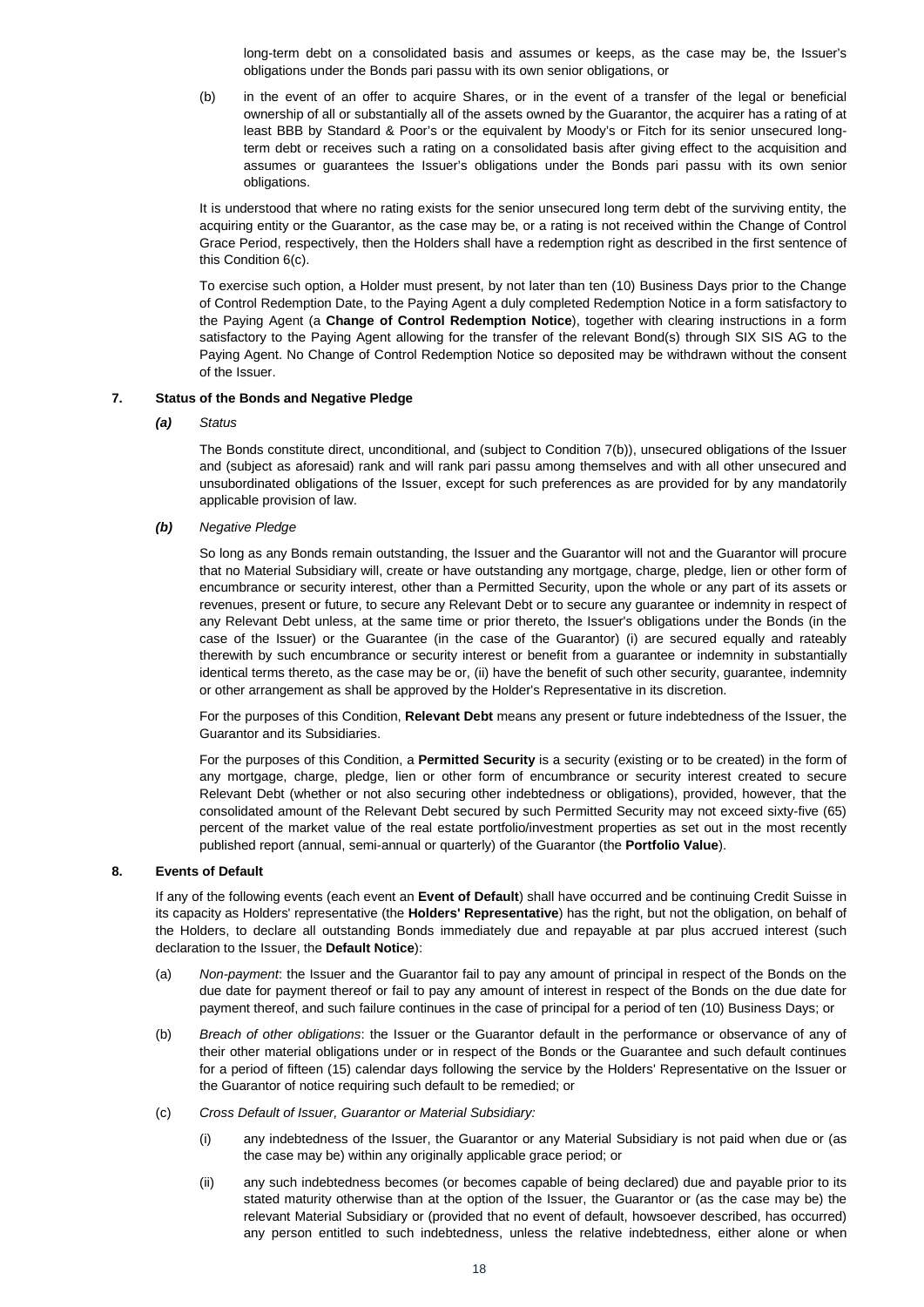long-term debt on a consolidated basis and assumes or keeps, as the case may be, the Issuer's obligations under the Bonds pari passu with its own senior obligations, or

(b) in the event of an offer to acquire Shares, or in the event of a transfer of the legal or beneficial ownership of all or substantially all of the assets owned by the Guarantor, the acquirer has a rating of at least BBB by Standard & Poor's or the equivalent by Moody's or Fitch for its senior unsecured long-term debt or receives such a rating on a consolidated basis after giving effect to the acquisition and assumes or guarantees the Issuer's obligations under the Bonds pari passu with its own senior obligations.

It is understood that where no rating exists for the senior unsecured long term debt of the surviving entity, the acquiring entity or the Guarantor, as the case may be, or a rating is not received within the Change of Control Grace Period, respectively, then the Holders shall have a redemption right as described in the first sentence of this Condition 6(c).

To exercise such option, a Holder must present, by not later than ten (10) Business Days prior to the Change of Control Redemption Date, to the Paying Agent a duly completed Redemption Notice in a form satisfactory to the Paying Agent (a **Change of Control Redemption Notice**), together with clearing instructions in a form satisfactory to the Paying Agent allowing for the transfer of the relevant Bond(s) through SIX SIS AG to the Paying Agent. No Change of Control Redemption Notice so deposited may be withdrawn without the consent of the Issuer.

## 7. Status of the Bonds and Negative Pledge

***(a)*** *Status*

The Bonds constitute direct, unconditional, and (subject to Condition 7(b)), unsecured obligations of the Issuer and (subject as aforesaid) rank and will rank pari passu among themselves and with all other unsecured and unsubordinated obligations of the Issuer, except for such preferences as are provided for by any mandatorily applicable provision of law.

***(b)*** *Negative Pledge*

So long as any Bonds remain outstanding, the Issuer and the Guarantor will not and the Guarantor will procure that no Material Subsidiary will, create or have outstanding any mortgage, charge, pledge, lien or other form of encumbrance or security interest, other than a Permitted Security, upon the whole or any part of its assets or revenues, present or future, to secure any Relevant Debt or to secure any guarantee or indemnity in respect of any Relevant Debt unless, at the same time or prior thereto, the Issuer's obligations under the Bonds (in the case of the Issuer) or the Guarantee (in the case of the Guarantor) (i) are secured equally and rateably therewith by such encumbrance or security interest or benefit from a guarantee or indemnity in substantially identical terms thereto, as the case may be or, (ii) have the benefit of such other security, guarantee, indemnity or other arrangement as shall be approved by the Holder's Representative in its discretion.

For the purposes of this Condition, **Relevant Debt** means any present or future indebtedness of the Issuer, the Guarantor and its Subsidiaries.

For the purposes of this Condition, a **Permitted Security** is a security (existing or to be created) in the form of any mortgage, charge, pledge, lien or other form of encumbrance or security interest created to secure Relevant Debt (whether or not also securing other indebtedness or obligations), provided, however, that the consolidated amount of the Relevant Debt secured by such Permitted Security may not exceed sixty-five (65) percent of the market value of the real estate portfolio/investment properties as set out in the most recently published report (annual, semi-annual or quarterly) of the Guarantor (the **Portfolio Value**).

## 8. Events of Default

If any of the following events (each event an **Event of Default**) shall have occurred and be continuing Credit Suisse in its capacity as Holders' representative (the **Holders' Representative**) has the right, but not the obligation, on behalf of the Holders, to declare all outstanding Bonds immediately due and repayable at par plus accrued interest (such declaration to the Issuer, the **Default Notice**):

(a) *Non-payment*: the Issuer and the Guarantor fail to pay any amount of principal in respect of the Bonds on the due date for payment thereof or fail to pay any amount of interest in respect of the Bonds on the due date for payment thereof, and such failure continues in the case of principal for a period of ten (10) Business Days; or

(b) *Breach of other obligations*: the Issuer or the Guarantor default in the performance or observance of any of their other material obligations under or in respect of the Bonds or the Guarantee and such default continues for a period of fifteen (15) calendar days following the service by the Holders' Representative on the Issuer or the Guarantor of notice requiring such default to be remedied; or

(c) *Cross Default of Issuer, Guarantor or Material Subsidiary:*

(i) any indebtedness of the Issuer, the Guarantor or any Material Subsidiary is not paid when due or (as the case may be) within any originally applicable grace period; or

(ii) any such indebtedness becomes (or becomes capable of being declared) due and payable prior to its stated maturity otherwise than at the option of the Issuer, the Guarantor or (as the case may be) the relevant Material Subsidiary or (provided that no event of default, howsoever described, has occurred) any person entitled to such indebtedness, unless the relative indebtedness, either alone or when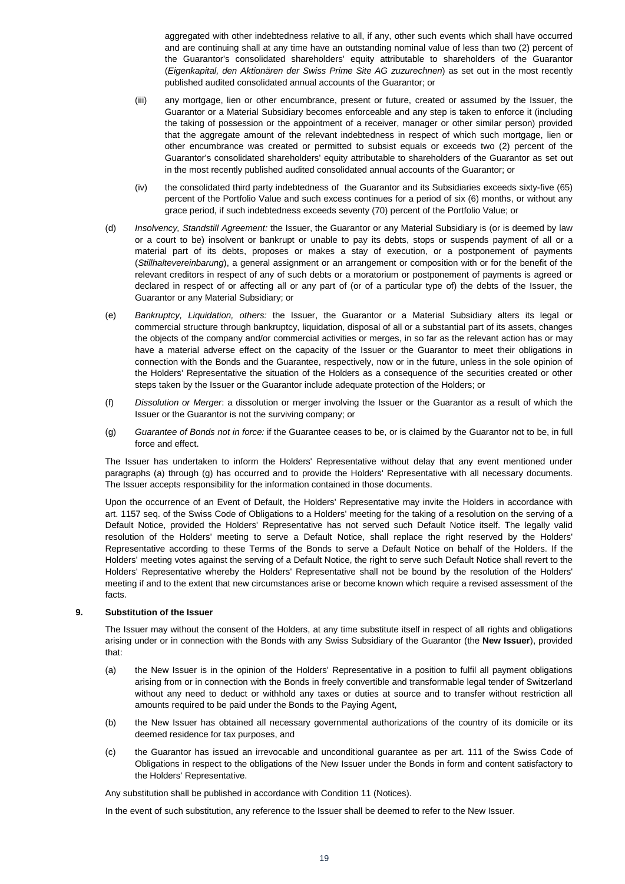aggregated with other indebtedness relative to all, if any, other such events which shall have occurred and are continuing shall at any time have an outstanding nominal value of less than two (2) percent of the Guarantor's consolidated shareholders' equity attributable to shareholders of the Guarantor (*Eigenkapital, den Aktionären der Swiss Prime Site AG zuzurechnen*) as set out in the most recently published audited consolidated annual accounts of the Guarantor; or

(iii) any mortgage, lien or other encumbrance, present or future, created or assumed by the Issuer, the Guarantor or a Material Subsidiary becomes enforceable and any step is taken to enforce it (including the taking of possession or the appointment of a receiver, manager or other similar person) provided that the aggregate amount of the relevant indebtedness in respect of which such mortgage, lien or other encumbrance was created or permitted to subsist equals or exceeds two (2) percent of the Guarantor's consolidated shareholders' equity attributable to shareholders of the Guarantor as set out in the most recently published audited consolidated annual accounts of the Guarantor; or

(iv) the consolidated third party indebtedness of the Guarantor and its Subsidiaries exceeds sixty-five (65) percent of the Portfolio Value and such excess continues for a period of six (6) months, or without any grace period, if such indebtedness exceeds seventy (70) percent of the Portfolio Value; or

(d) *Insolvency, Standstill Agreement:* the Issuer, the Guarantor or any Material Subsidiary is (or is deemed by law or a court to be) insolvent or bankrupt or unable to pay its debts, stops or suspends payment of all or a material part of its debts, proposes or makes a stay of execution, or a postponement of payments (*Stillhaltevereinbarung*), a general assignment or an arrangement or composition with or for the benefit of the relevant creditors in respect of any of such debts or a moratorium or postponement of payments is agreed or declared in respect of or affecting all or any part of (or of a particular type of) the debts of the Issuer, the Guarantor or any Material Subsidiary; or

(e) *Bankruptcy, Liquidation, others:* the Issuer, the Guarantor or a Material Subsidiary alters its legal or commercial structure through bankruptcy, liquidation, disposal of all or a substantial part of its assets, changes the objects of the company and/or commercial activities or merges, in so far as the relevant action has or may have a material adverse effect on the capacity of the Issuer or the Guarantor to meet their obligations in connection with the Bonds and the Guarantee, respectively, now or in the future, unless in the sole opinion of the Holders' Representative the situation of the Holders as a consequence of the securities created or other steps taken by the Issuer or the Guarantor include adequate protection of the Holders; or

(f) *Dissolution or Merger*: a dissolution or merger involving the Issuer or the Guarantor as a result of which the Issuer or the Guarantor is not the surviving company; or

(g) *Guarantee of Bonds not in force:* if the Guarantee ceases to be, or is claimed by the Guarantor not to be, in full force and effect.

The Issuer has undertaken to inform the Holders' Representative without delay that any event mentioned under paragraphs (a) through (g) has occurred and to provide the Holders' Representative with all necessary documents. The Issuer accepts responsibility for the information contained in those documents.

Upon the occurrence of an Event of Default, the Holders' Representative may invite the Holders in accordance with art. 1157 seq. of the Swiss Code of Obligations to a Holders' meeting for the taking of a resolution on the serving of a Default Notice, provided the Holders' Representative has not served such Default Notice itself. The legally valid resolution of the Holders' meeting to serve a Default Notice, shall replace the right reserved by the Holders' Representative according to these Terms of the Bonds to serve a Default Notice on behalf of the Holders. If the Holders' meeting votes against the serving of a Default Notice, the right to serve such Default Notice shall revert to the Holders' Representative whereby the Holders' Representative shall not be bound by the resolution of the Holders' meeting if and to the extent that new circumstances arise or become known which require a revised assessment of the facts.

## 9. Substitution of the Issuer

The Issuer may without the consent of the Holders, at any time substitute itself in respect of all rights and obligations arising under or in connection with the Bonds with any Swiss Subsidiary of the Guarantor (the **New Issuer**), provided that:

(a) the New Issuer is in the opinion of the Holders' Representative in a position to fulfil all payment obligations arising from or in connection with the Bonds in freely convertible and transformable legal tender of Switzerland without any need to deduct or withhold any taxes or duties at source and to transfer without restriction all amounts required to be paid under the Bonds to the Paying Agent,

(b) the New Issuer has obtained all necessary governmental authorizations of the country of its domicile or its deemed residence for tax purposes, and

(c) the Guarantor has issued an irrevocable and unconditional guarantee as per art. 111 of the Swiss Code of Obligations in respect to the obligations of the New Issuer under the Bonds in form and content satisfactory to the Holders' Representative.

Any substitution shall be published in accordance with Condition 11 (Notices).

In the event of such substitution, any reference to the Issuer shall be deemed to refer to the New Issuer.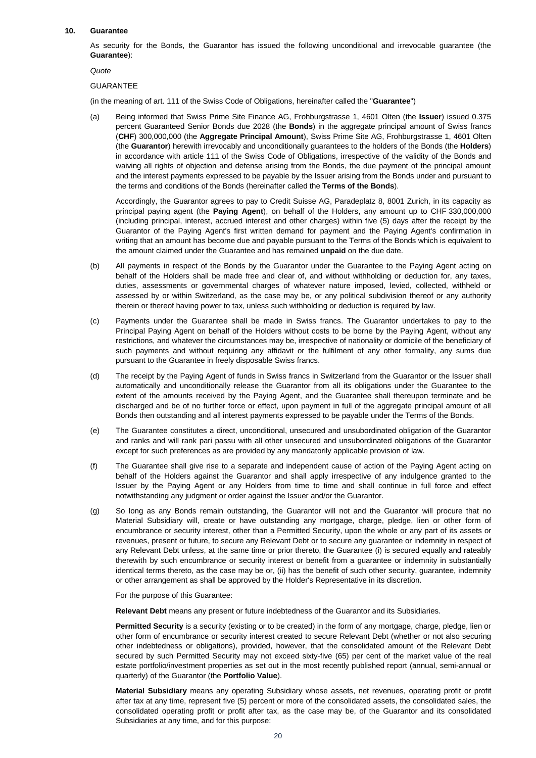## 10. Guarantee

As security for the Bonds, the Guarantor has issued the following unconditional and irrevocable guarantee (the **Guarantee**):

*Quote*

GUARANTEE

(in the meaning of art. 111 of the Swiss Code of Obligations, hereinafter called the "**Guarantee**")

(a) Being informed that Swiss Prime Site Finance AG, Frohburgstrasse 1, 4601 Olten (the **Issuer**) issued 0.375 percent Guaranteed Senior Bonds due 2028 (the **Bonds**) in the aggregate principal amount of Swiss francs (**CHF**) 300,000,000 (the **Aggregate Principal Amount**), Swiss Prime Site AG, Frohburgstrasse 1, 4601 Olten (the **Guarantor**) herewith irrevocably and unconditionally guarantees to the holders of the Bonds (the **Holders**) in accordance with article 111 of the Swiss Code of Obligations, irrespective of the validity of the Bonds and waiving all rights of objection and defense arising from the Bonds, the due payment of the principal amount and the interest payments expressed to be payable by the Issuer arising from the Bonds under and pursuant to the terms and conditions of the Bonds (hereinafter called the **Terms of the Bonds**).

   Accordingly, the Guarantor agrees to pay to Credit Suisse AG, Paradeplatz 8, 8001 Zurich, in its capacity as principal paying agent (the **Paying Agent**), on behalf of the Holders, any amount up to CHF 330,000,000 (including principal, interest, accrued interest and other charges) within five (5) days after the receipt by the Guarantor of the Paying Agent's first written demand for payment and the Paying Agent's confirmation in writing that an amount has become due and payable pursuant to the Terms of the Bonds which is equivalent to the amount claimed under the Guarantee and has remained **unpaid** on the due date.

(b) All payments in respect of the Bonds by the Guarantor under the Guarantee to the Paying Agent acting on behalf of the Holders shall be made free and clear of, and without withholding or deduction for, any taxes, duties, assessments or governmental charges of whatever nature imposed, levied, collected, withheld or assessed by or within Switzerland, as the case may be, or any political subdivision thereof or any authority therein or thereof having power to tax, unless such withholding or deduction is required by law.

(c) Payments under the Guarantee shall be made in Swiss francs. The Guarantor undertakes to pay to the Principal Paying Agent on behalf of the Holders without costs to be borne by the Paying Agent, without any restrictions, and whatever the circumstances may be, irrespective of nationality or domicile of the beneficiary of such payments and without requiring any affidavit or the fulfilment of any other formality, any sums due pursuant to the Guarantee in freely disposable Swiss francs.

(d) The receipt by the Paying Agent of funds in Swiss francs in Switzerland from the Guarantor or the Issuer shall automatically and unconditionally release the Guarantor from all its obligations under the Guarantee to the extent of the amounts received by the Paying Agent, and the Guarantee shall thereupon terminate and be discharged and be of no further force or effect, upon payment in full of the aggregate principal amount of all Bonds then outstanding and all interest payments expressed to be payable under the Terms of the Bonds.

(e) The Guarantee constitutes a direct, unconditional, unsecured and unsubordinated obligation of the Guarantor and ranks and will rank pari passu with all other unsecured and unsubordinated obligations of the Guarantor except for such preferences as are provided by any mandatorily applicable provision of law.

(f) The Guarantee shall give rise to a separate and independent cause of action of the Paying Agent acting on behalf of the Holders against the Guarantor and shall apply irrespective of any indulgence granted to the Issuer by the Paying Agent or any Holders from time to time and shall continue in full force and effect notwithstanding any judgment or order against the Issuer and/or the Guarantor.

(g) So long as any Bonds remain outstanding, the Guarantor will not and the Guarantor will procure that no Material Subsidiary will, create or have outstanding any mortgage, charge, pledge, lien or other form of encumbrance or security interest, other than a Permitted Security, upon the whole or any part of its assets or revenues, present or future, to secure any Relevant Debt or to secure any guarantee or indemnity in respect of any Relevant Debt unless, at the same time or prior thereto, the Guarantee (i) is secured equally and rateably therewith by such encumbrance or security interest or benefit from a guarantee or indemnity in substantially identical terms thereto, as the case may be or, (ii) has the benefit of such other security, guarantee, indemnity or other arrangement as shall be approved by the Holder's Representative in its discretion.

   For the purpose of this Guarantee:

   **Relevant Debt** means any present or future indebtedness of the Guarantor and its Subsidiaries.

   **Permitted Security** is a security (existing or to be created) in the form of any mortgage, charge, pledge, lien or other form of encumbrance or security interest created to secure Relevant Debt (whether or not also securing other indebtedness or obligations), provided, however, that the consolidated amount of the Relevant Debt secured by such Permitted Security may not exceed sixty-five (65) per cent of the market value of the real estate portfolio/investment properties as set out in the most recently published report (annual, semi-annual or quarterly) of the Guarantor (the **Portfolio Value**).

   **Material Subsidiary** means any operating Subsidiary whose assets, net revenues, operating profit or profit after tax at any time, represent five (5) percent or more of the consolidated assets, the consolidated sales, the consolidated operating profit or profit after tax, as the case may be, of the Guarantor and its consolidated Subsidiaries at any time, and for this purpose: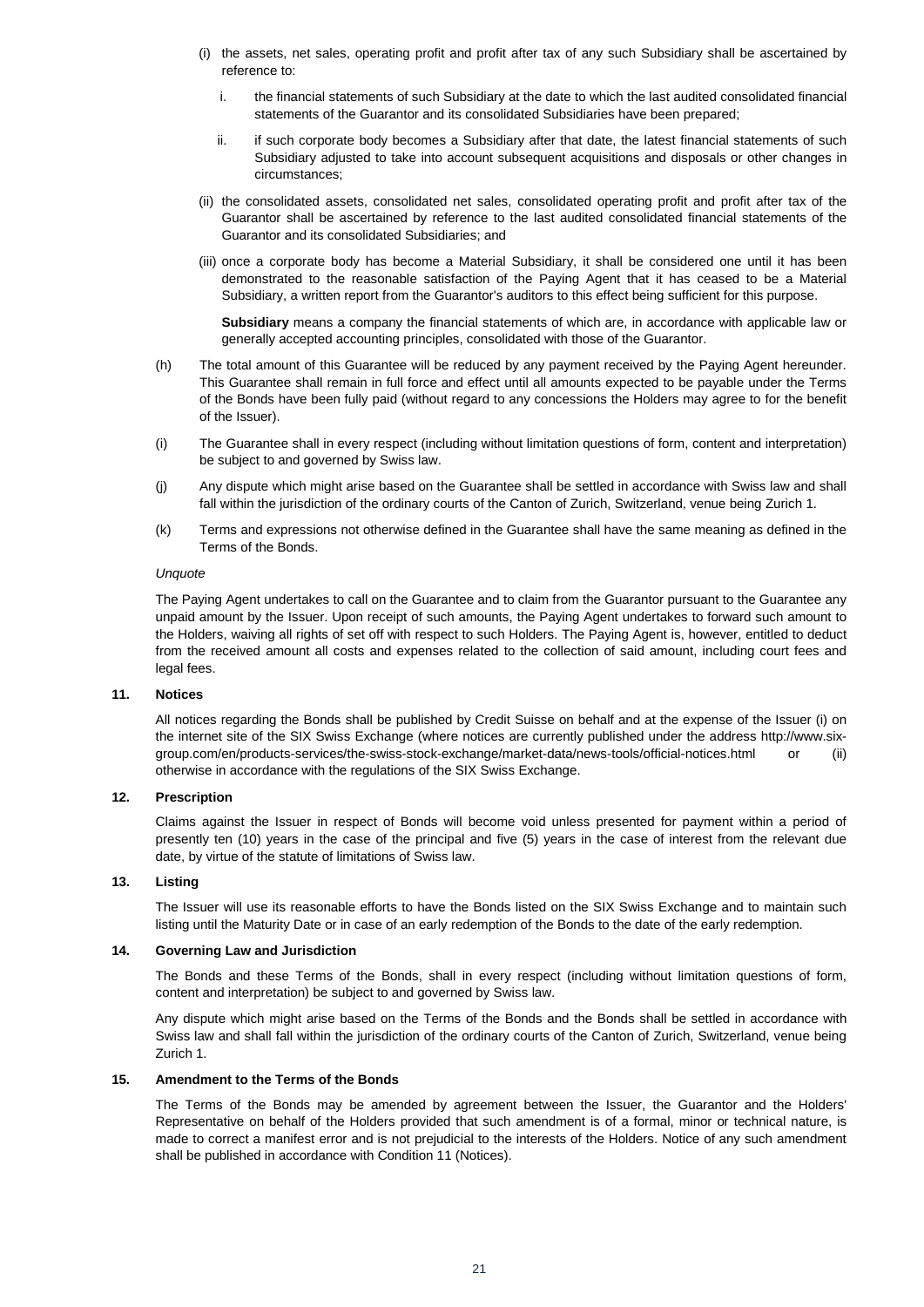(i) the assets, net sales, operating profit and profit after tax of any such Subsidiary shall be ascertained by reference to:

   i. the financial statements of such Subsidiary at the date to which the last audited consolidated financial statements of the Guarantor and its consolidated Subsidiaries have been prepared;

   ii. if such corporate body becomes a Subsidiary after that date, the latest financial statements of such Subsidiary adjusted to take into account subsequent acquisitions and disposals or other changes in circumstances;

(ii) the consolidated assets, consolidated net sales, consolidated operating profit and profit after tax of the Guarantor shall be ascertained by reference to the last audited consolidated financial statements of the Guarantor and its consolidated Subsidiaries; and

(iii) once a corporate body has become a Material Subsidiary, it shall be considered one until it has been demonstrated to the reasonable satisfaction of the Paying Agent that it has ceased to be a Material Subsidiary, a written report from the Guarantor's auditors to this effect being sufficient for this purpose.

**Subsidiary** means a company the financial statements of which are, in accordance with applicable law or generally accepted accounting principles, consolidated with those of the Guarantor.

(h) The total amount of this Guarantee will be reduced by any payment received by the Paying Agent hereunder. This Guarantee shall remain in full force and effect until all amounts expected to be payable under the Terms of the Bonds have been fully paid (without regard to any concessions the Holders may agree to for the benefit of the Issuer).

(i) The Guarantee shall in every respect (including without limitation questions of form, content and interpretation) be subject to and governed by Swiss law.

(j) Any dispute which might arise based on the Guarantee shall be settled in accordance with Swiss law and shall fall within the jurisdiction of the ordinary courts of the Canton of Zurich, Switzerland, venue being Zurich 1.

(k) Terms and expressions not otherwise defined in the Guarantee shall have the same meaning as defined in the Terms of the Bonds.

*Unquote*

The Paying Agent undertakes to call on the Guarantee and to claim from the Guarantor pursuant to the Guarantee any unpaid amount by the Issuer. Upon receipt of such amounts, the Paying Agent undertakes to forward such amount to the Holders, waiving all rights of set off with respect to such Holders. The Paying Agent is, however, entitled to deduct from the received amount all costs and expenses related to the collection of said amount, including court fees and legal fees.

### 11. Notices

All notices regarding the Bonds shall be published by Credit Suisse on behalf and at the expense of the Issuer (i) on the internet site of the SIX Swiss Exchange (where notices are currently published under the address http://www.six-group.com/en/products-services/the-swiss-stock-exchange/market-data/news-tools/official-notices.html or (ii) otherwise in accordance with the regulations of the SIX Swiss Exchange.

### 12. Prescription

Claims against the Issuer in respect of Bonds will become void unless presented for payment within a period of presently ten (10) years in the case of the principal and five (5) years in the case of interest from the relevant due date, by virtue of the statute of limitations of Swiss law.

### 13. Listing

The Issuer will use its reasonable efforts to have the Bonds listed on the SIX Swiss Exchange and to maintain such listing until the Maturity Date or in case of an early redemption of the Bonds to the date of the early redemption.

### 14. Governing Law and Jurisdiction

The Bonds and these Terms of the Bonds, shall in every respect (including without limitation questions of form, content and interpretation) be subject to and governed by Swiss law.

Any dispute which might arise based on the Terms of the Bonds and the Bonds shall be settled in accordance with Swiss law and shall fall within the jurisdiction of the ordinary courts of the Canton of Zurich, Switzerland, venue being Zurich 1.

### 15. Amendment to the Terms of the Bonds

The Terms of the Bonds may be amended by agreement between the Issuer, the Guarantor and the Holders' Representative on behalf of the Holders provided that such amendment is of a formal, minor or technical nature, is made to correct a manifest error and is not prejudicial to the interests of the Holders. Notice of any such amendment shall be published in accordance with Condition 11 (Notices).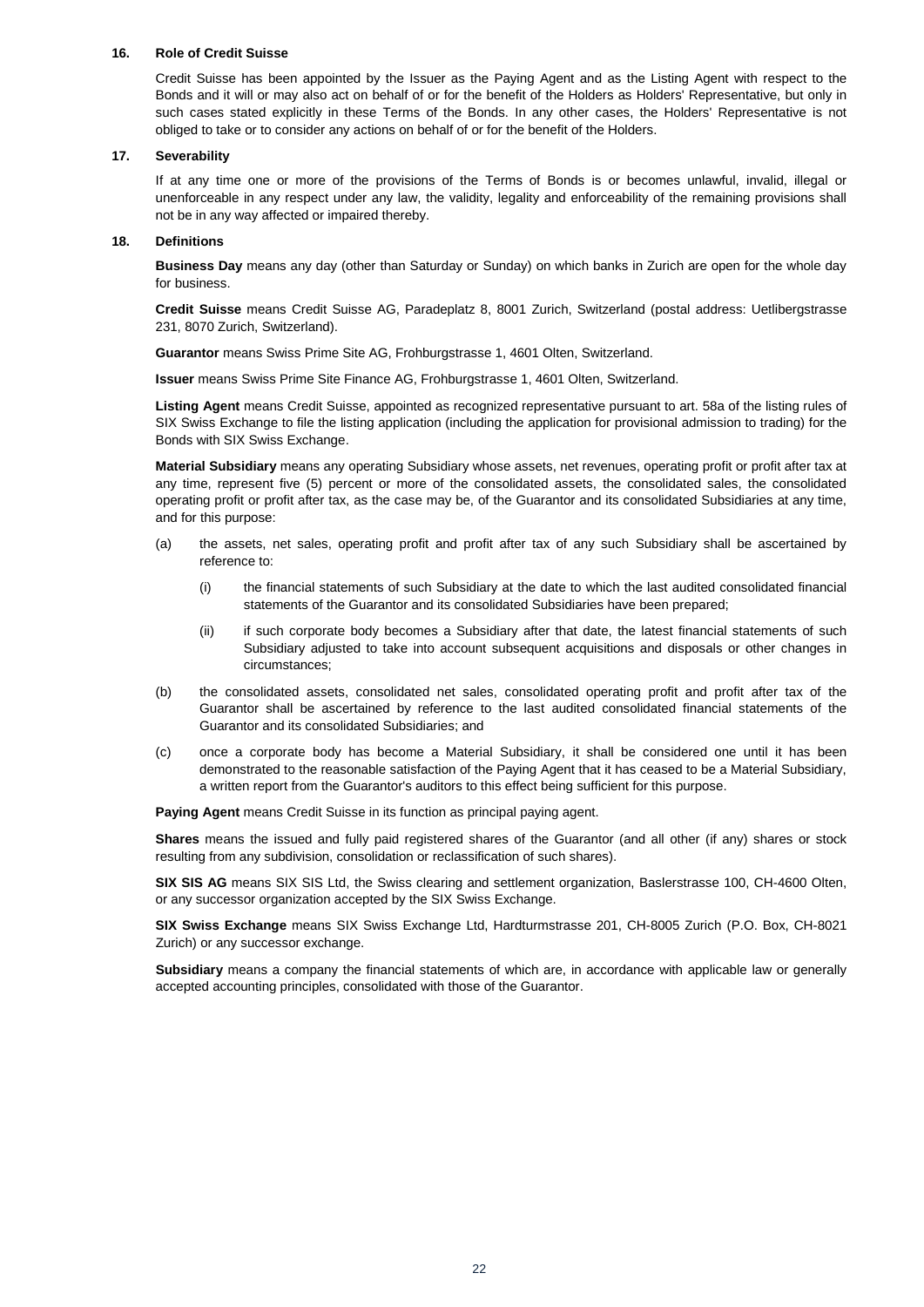## 16. Role of Credit Suisse

Credit Suisse has been appointed by the Issuer as the Paying Agent and as the Listing Agent with respect to the Bonds and it will or may also act on behalf of or for the benefit of the Holders as Holders' Representative, but only in such cases stated explicitly in these Terms of the Bonds. In any other cases, the Holders' Representative is not obliged to take or to consider any actions on behalf of or for the benefit of the Holders.

## 17. Severability

If at any time one or more of the provisions of the Terms of Bonds is or becomes unlawful, invalid, illegal or unenforceable in any respect under any law, the validity, legality and enforceability of the remaining provisions shall not be in any way affected or impaired thereby.

## 18. Definitions

**Business Day** means any day (other than Saturday or Sunday) on which banks in Zurich are open for the whole day for business.

**Credit Suisse** means Credit Suisse AG, Paradeplatz 8, 8001 Zurich, Switzerland (postal address: Uetlibergstrasse 231, 8070 Zurich, Switzerland).

**Guarantor** means Swiss Prime Site AG, Frohburgstrasse 1, 4601 Olten, Switzerland.

**Issuer** means Swiss Prime Site Finance AG, Frohburgstrasse 1, 4601 Olten, Switzerland.

**Listing Agent** means Credit Suisse, appointed as recognized representative pursuant to art. 58a of the listing rules of SIX Swiss Exchange to file the listing application (including the application for provisional admission to trading) for the Bonds with SIX Swiss Exchange.

**Material Subsidiary** means any operating Subsidiary whose assets, net revenues, operating profit or profit after tax at any time, represent five (5) percent or more of the consolidated assets, the consolidated sales, the consolidated operating profit or profit after tax, as the case may be, of the Guarantor and its consolidated Subsidiaries at any time, and for this purpose:

(a) the assets, net sales, operating profit and profit after tax of any such Subsidiary shall be ascertained by reference to:

  (i) the financial statements of such Subsidiary at the date to which the last audited consolidated financial statements of the Guarantor and its consolidated Subsidiaries have been prepared;

  (ii) if such corporate body becomes a Subsidiary after that date, the latest financial statements of such Subsidiary adjusted to take into account subsequent acquisitions and disposals or other changes in circumstances;

(b) the consolidated assets, consolidated net sales, consolidated operating profit and profit after tax of the Guarantor shall be ascertained by reference to the last audited consolidated financial statements of the Guarantor and its consolidated Subsidiaries; and

(c) once a corporate body has become a Material Subsidiary, it shall be considered one until it has been demonstrated to the reasonable satisfaction of the Paying Agent that it has ceased to be a Material Subsidiary, a written report from the Guarantor's auditors to this effect being sufficient for this purpose.

**Paying Agent** means Credit Suisse in its function as principal paying agent.

**Shares** means the issued and fully paid registered shares of the Guarantor (and all other (if any) shares or stock resulting from any subdivision, consolidation or reclassification of such shares).

**SIX SIS AG** means SIX SIS Ltd, the Swiss clearing and settlement organization, Baslerstrasse 100, CH-4600 Olten, or any successor organization accepted by the SIX Swiss Exchange.

**SIX Swiss Exchange** means SIX Swiss Exchange Ltd, Hardturmstrasse 201, CH-8005 Zurich (P.O. Box, CH-8021 Zurich) or any successor exchange.

**Subsidiary** means a company the financial statements of which are, in accordance with applicable law or generally accepted accounting principles, consolidated with those of the Guarantor.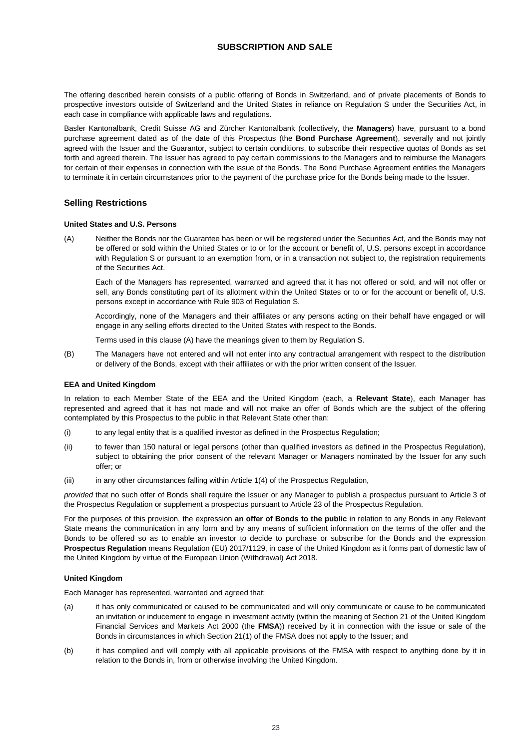# SUBSCRIPTION AND SALE

The offering described herein consists of a public offering of Bonds in Switzerland, and of private placements of Bonds to prospective investors outside of Switzerland and the United States in reliance on Regulation S under the Securities Act, in each case in compliance with applicable laws and regulations.

Basler Kantonalbank, Credit Suisse AG and Zürcher Kantonalbank (collectively, the **Managers**) have, pursuant to a bond purchase agreement dated as of the date of this Prospectus (the **Bond Purchase Agreement**), severally and not jointly agreed with the Issuer and the Guarantor, subject to certain conditions, to subscribe their respective quotas of Bonds as set forth and agreed therein. The Issuer has agreed to pay certain commissions to the Managers and to reimburse the Managers for certain of their expenses in connection with the issue of the Bonds. The Bond Purchase Agreement entitles the Managers to terminate it in certain circumstances prior to the payment of the purchase price for the Bonds being made to the Issuer.

## Selling Restrictions

### United States and U.S. Persons

(A) Neither the Bonds nor the Guarantee has been or will be registered under the Securities Act, and the Bonds may not be offered or sold within the United States or to or for the account or benefit of, U.S. persons except in accordance with Regulation S or pursuant to an exemption from, or in a transaction not subject to, the registration requirements of the Securities Act.

Each of the Managers has represented, warranted and agreed that it has not offered or sold, and will not offer or sell, any Bonds constituting part of its allotment within the United States or to or for the account or benefit of, U.S. persons except in accordance with Rule 903 of Regulation S.

Accordingly, none of the Managers and their affiliates or any persons acting on their behalf have engaged or will engage in any selling efforts directed to the United States with respect to the Bonds.

Terms used in this clause (A) have the meanings given to them by Regulation S.

(B) The Managers have not entered and will not enter into any contractual arrangement with respect to the distribution or delivery of the Bonds, except with their affiliates or with the prior written consent of the Issuer.

### EEA and United Kingdom

In relation to each Member State of the EEA and the United Kingdom (each, a **Relevant State**), each Manager has represented and agreed that it has not made and will not make an offer of Bonds which are the subject of the offering contemplated by this Prospectus to the public in that Relevant State other than:

(i) to any legal entity that is a qualified investor as defined in the Prospectus Regulation;

(ii) to fewer than 150 natural or legal persons (other than qualified investors as defined in the Prospectus Regulation), subject to obtaining the prior consent of the relevant Manager or Managers nominated by the Issuer for any such offer; or

(iii) in any other circumstances falling within Article 1(4) of the Prospectus Regulation,

*provided* that no such offer of Bonds shall require the Issuer or any Manager to publish a prospectus pursuant to Article 3 of the Prospectus Regulation or supplement a prospectus pursuant to Article 23 of the Prospectus Regulation.

For the purposes of this provision, the expression **an offer of Bonds to the public** in relation to any Bonds in any Relevant State means the communication in any form and by any means of sufficient information on the terms of the offer and the Bonds to be offered so as to enable an investor to decide to purchase or subscribe for the Bonds and the expression **Prospectus Regulation** means Regulation (EU) 2017/1129, in case of the United Kingdom as it forms part of domestic law of the United Kingdom by virtue of the European Union (Withdrawal) Act 2018.

### United Kingdom

Each Manager has represented, warranted and agreed that:

(a) it has only communicated or caused to be communicated and will only communicate or cause to be communicated an invitation or inducement to engage in investment activity (within the meaning of Section 21 of the United Kingdom Financial Services and Markets Act 2000 (the **FMSA**)) received by it in connection with the issue or sale of the Bonds in circumstances in which Section 21(1) of the FMSA does not apply to the Issuer; and

(b) it has complied and will comply with all applicable provisions of the FMSA with respect to anything done by it in relation to the Bonds in, from or otherwise involving the United Kingdom.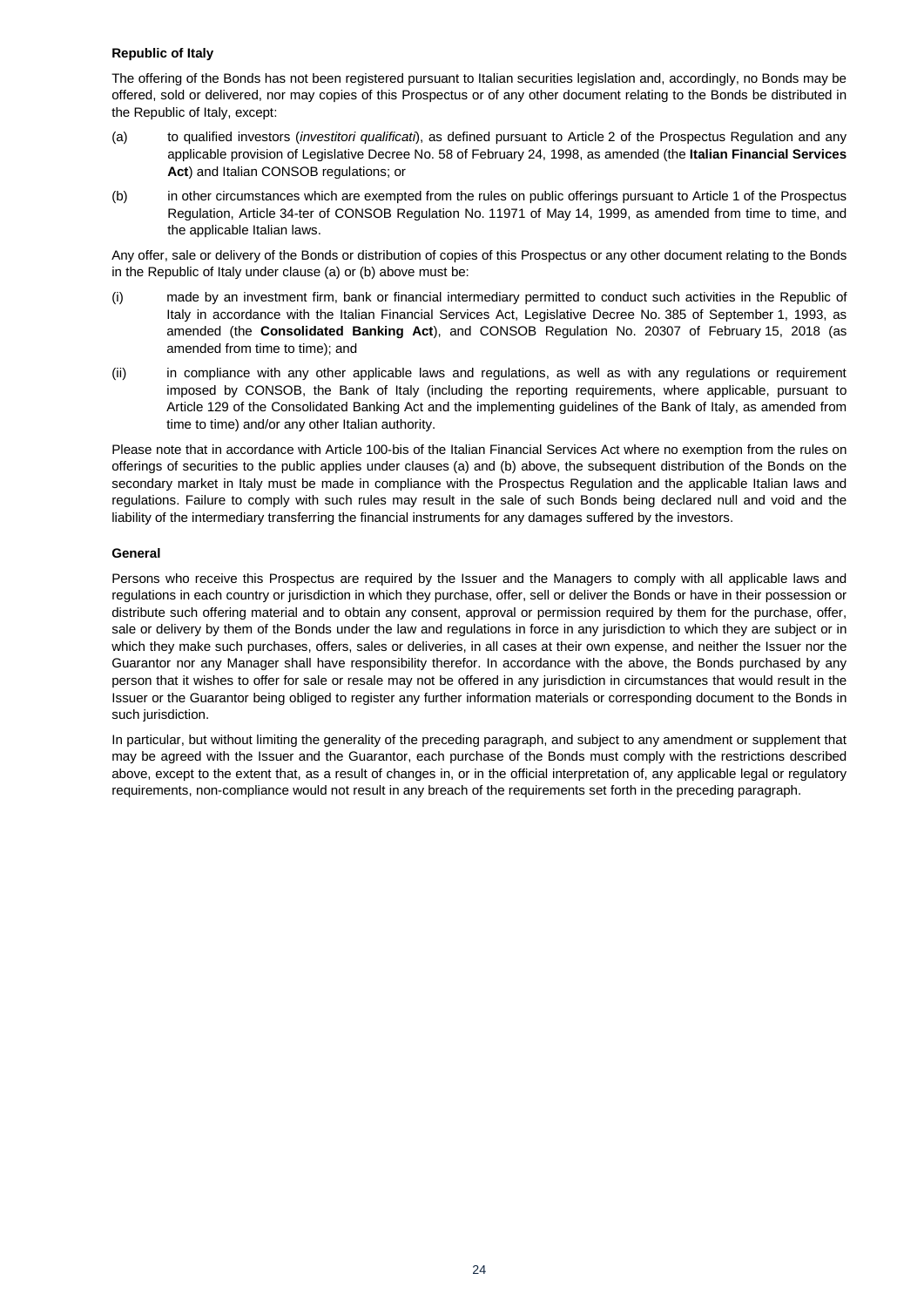**Republic of Italy**

The offering of the Bonds has not been registered pursuant to Italian securities legislation and, accordingly, no Bonds may be offered, sold or delivered, nor may copies of this Prospectus or of any other document relating to the Bonds be distributed in the Republic of Italy, except:

(a) to qualified investors (*investitori qualificati*), as defined pursuant to Article 2 of the Prospectus Regulation and any applicable provision of Legislative Decree No. 58 of February 24, 1998, as amended (the **Italian Financial Services Act**) and Italian CONSOB regulations; or

(b) in other circumstances which are exempted from the rules on public offerings pursuant to Article 1 of the Prospectus Regulation, Article 34-ter of CONSOB Regulation No. 11971 of May 14, 1999, as amended from time to time, and the applicable Italian laws.

Any offer, sale or delivery of the Bonds or distribution of copies of this Prospectus or any other document relating to the Bonds in the Republic of Italy under clause (a) or (b) above must be:

(i) made by an investment firm, bank or financial intermediary permitted to conduct such activities in the Republic of Italy in accordance with the Italian Financial Services Act, Legislative Decree No. 385 of September 1, 1993, as amended (the **Consolidated Banking Act**), and CONSOB Regulation No. 20307 of February 15, 2018 (as amended from time to time); and

(ii) in compliance with any other applicable laws and regulations, as well as with any regulations or requirement imposed by CONSOB, the Bank of Italy (including the reporting requirements, where applicable, pursuant to Article 129 of the Consolidated Banking Act and the implementing guidelines of the Bank of Italy, as amended from time to time) and/or any other Italian authority.

Please note that in accordance with Article 100-bis of the Italian Financial Services Act where no exemption from the rules on offerings of securities to the public applies under clauses (a) and (b) above, the subsequent distribution of the Bonds on the secondary market in Italy must be made in compliance with the Prospectus Regulation and the applicable Italian laws and regulations. Failure to comply with such rules may result in the sale of such Bonds being declared null and void and the liability of the intermediary transferring the financial instruments for any damages suffered by the investors.

**General**

Persons who receive this Prospectus are required by the Issuer and the Managers to comply with all applicable laws and regulations in each country or jurisdiction in which they purchase, offer, sell or deliver the Bonds or have in their possession or distribute such offering material and to obtain any consent, approval or permission required by them for the purchase, offer, sale or delivery by them of the Bonds under the law and regulations in force in any jurisdiction to which they are subject or in which they make such purchases, offers, sales or deliveries, in all cases at their own expense, and neither the Issuer nor the Guarantor nor any Manager shall have responsibility therefor. In accordance with the above, the Bonds purchased by any person that it wishes to offer for sale or resale may not be offered in any jurisdiction in circumstances that would result in the Issuer or the Guarantor being obliged to register any further information materials or corresponding document to the Bonds in such jurisdiction.

In particular, but without limiting the generality of the preceding paragraph, and subject to any amendment or supplement that may be agreed with the Issuer and the Guarantor, each purchase of the Bonds must comply with the restrictions described above, except to the extent that, as a result of changes in, or in the official interpretation of, any applicable legal or regulatory requirements, non-compliance would not result in any breach of the requirements set forth in the preceding paragraph.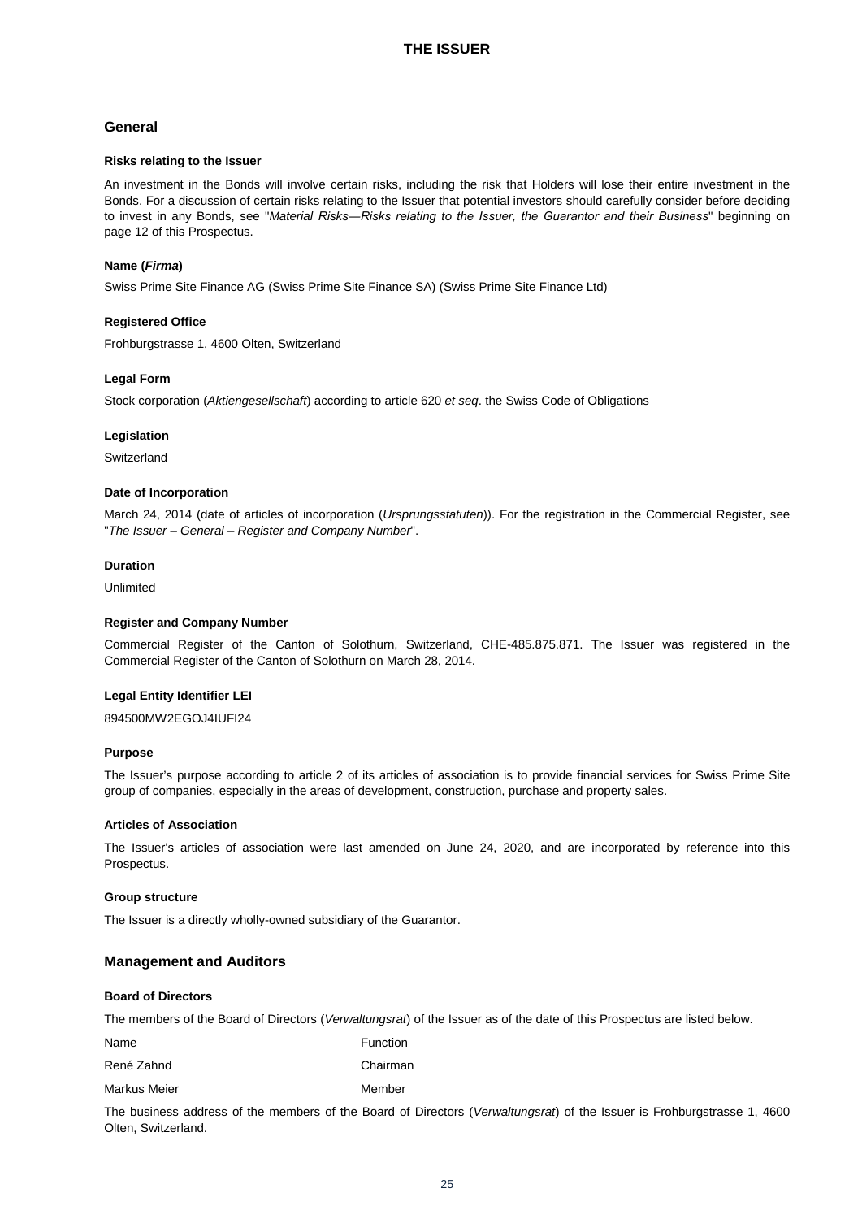# THE ISSUER

## General

### Risks relating to the Issuer

An investment in the Bonds will involve certain risks, including the risk that Holders will lose their entire investment in the Bonds. For a discussion of certain risks relating to the Issuer that potential investors should carefully consider before deciding to invest in any Bonds, see "*Material Risks—Risks relating to the Issuer, the Guarantor and their Business*" beginning on page 12 of this Prospectus.

### Name (*Firma*)

Swiss Prime Site Finance AG (Swiss Prime Site Finance SA) (Swiss Prime Site Finance Ltd)

### Registered Office

Frohburgstrasse 1, 4600 Olten, Switzerland

### Legal Form

Stock corporation (*Aktiengesellschaft*) according to article 620 *et seq*. the Swiss Code of Obligations

### Legislation

Switzerland

### Date of Incorporation

March 24, 2014 (date of articles of incorporation (*Ursprungsstatuten*)). For the registration in the Commercial Register, see "*The Issuer – General – Register and Company Number*".

### Duration

Unlimited

### Register and Company Number

Commercial Register of the Canton of Solothurn, Switzerland, CHE-485.875.871. The Issuer was registered in the Commercial Register of the Canton of Solothurn on March 28, 2014.

### Legal Entity Identifier LEI

894500MW2EGOJ4IUFI24

### Purpose

The Issuer's purpose according to article 2 of its articles of association is to provide financial services for Swiss Prime Site group of companies, especially in the areas of development, construction, purchase and property sales.

### Articles of Association

The Issuer's articles of association were last amended on June 24, 2020, and are incorporated by reference into this Prospectus.

### Group structure

The Issuer is a directly wholly-owned subsidiary of the Guarantor.

## Management and Auditors

### Board of Directors

The members of the Board of Directors (*Verwaltungsrat*) of the Issuer as of the date of this Prospectus are listed below.

| Name | Function |
|---|---|
| René Zahnd | Chairman |
| Markus Meier | Member |

The business address of the members of the Board of Directors (*Verwaltungsrat*) of the Issuer is Frohburgstrasse 1, 4600 Olten, Switzerland.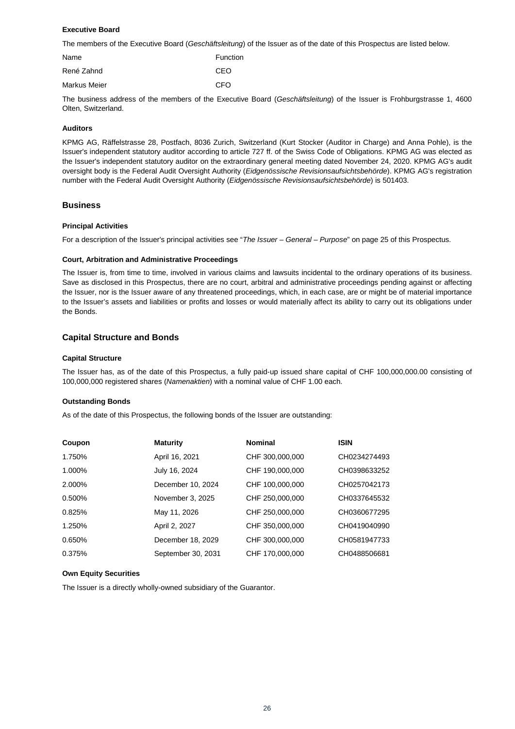### Executive Board

The members of the Executive Board (*Geschäftsleitung*) of the Issuer as of the date of this Prospectus are listed below.

| Name | Function |
|---|---|
| René Zahnd | CEO |
| Markus Meier | CFO |

The business address of the members of the Executive Board (*Geschäftsleitung*) of the Issuer is Frohburgstrasse 1, 4600 Olten, Switzerland.

### Auditors

KPMG AG, Räffelstrasse 28, Postfach, 8036 Zurich, Switzerland (Kurt Stocker (Auditor in Charge) and Anna Pohle), is the Issuer's independent statutory auditor according to article 727 ff. of the Swiss Code of Obligations. KPMG AG was elected as the Issuer's independent statutory auditor on the extraordinary general meeting dated November 24, 2020. KPMG AG's audit oversight body is the Federal Audit Oversight Authority (*Eidgenössische Revisionsaufsichtsbehörde*). KPMG AG's registration number with the Federal Audit Oversight Authority (*Eidgenössische Revisionsaufsichtsbehörde*) is 501403.

## Business

### Principal Activities

For a description of the Issuer's principal activities see "*The Issuer – General – Purpose*" on page 25 of this Prospectus.

### Court, Arbitration and Administrative Proceedings

The Issuer is, from time to time, involved in various claims and lawsuits incidental to the ordinary operations of its business. Save as disclosed in this Prospectus, there are no court, arbitral and administrative proceedings pending against or affecting the Issuer, nor is the Issuer aware of any threatened proceedings, which, in each case, are or might be of material importance to the Issuer's assets and liabilities or profits and losses or would materially affect its ability to carry out its obligations under the Bonds.

## Capital Structure and Bonds

### Capital Structure

The Issuer has, as of the date of this Prospectus, a fully paid-up issued share capital of CHF 100,000,000.00 consisting of 100,000,000 registered shares (*Namenaktien*) with a nominal value of CHF 1.00 each.

### Outstanding Bonds

As of the date of this Prospectus, the following bonds of the Issuer are outstanding:

| Coupon | Maturity | Nominal | ISIN |
|---|---|---|---|
| 1.750% | April 16, 2021 | CHF 300,000,000 | CH0234274493 |
| 1.000% | July 16, 2024 | CHF 190,000,000 | CH0398633252 |
| 2.000% | December 10, 2024 | CHF 100,000,000 | CH0257042173 |
| 0.500% | November 3, 2025 | CHF 250,000,000 | CH0337645532 |
| 0.825% | May 11, 2026 | CHF 250,000,000 | CH0360677295 |
| 1.250% | April 2, 2027 | CHF 350,000,000 | CH0419040990 |
| 0.650% | December 18, 2029 | CHF 300,000,000 | CH0581947733 |
| 0.375% | September 30, 2031 | CHF 170,000,000 | CH0488506681 |

### Own Equity Securities

The Issuer is a directly wholly-owned subsidiary of the Guarantor.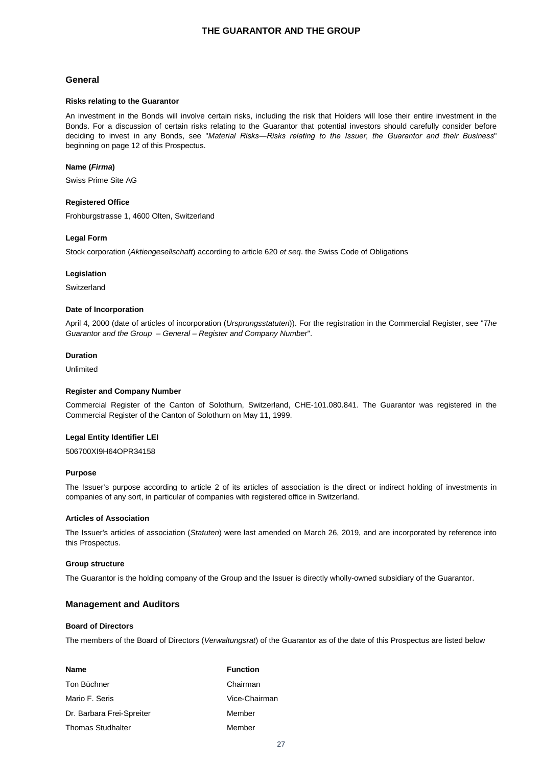# THE GUARANTOR AND THE GROUP

## General

### Risks relating to the Guarantor

An investment in the Bonds will involve certain risks, including the risk that Holders will lose their entire investment in the Bonds. For a discussion of certain risks relating to the Guarantor that potential investors should carefully consider before deciding to invest in any Bonds, see "*Material Risks—Risks relating to the Issuer, the Guarantor and their Business*" beginning on page 12 of this Prospectus.

### Name (*Firma*)

Swiss Prime Site AG

### Registered Office

Frohburgstrasse 1, 4600 Olten, Switzerland

### Legal Form

Stock corporation (*Aktiengesellschaft*) according to article 620 *et seq*. the Swiss Code of Obligations

### Legislation

Switzerland

### Date of Incorporation

April 4, 2000 (date of articles of incorporation (*Ursprungsstatuten*)). For the registration in the Commercial Register, see "*The Guarantor and the Group – General – Register and Company Number*".

### Duration

Unlimited

### Register and Company Number

Commercial Register of the Canton of Solothurn, Switzerland, CHE-101.080.841. The Guarantor was registered in the Commercial Register of the Canton of Solothurn on May 11, 1999.

### Legal Entity Identifier LEI

506700XI9H64OPR34158

### Purpose

The Issuer's purpose according to article 2 of its articles of association is the direct or indirect holding of investments in companies of any sort, in particular of companies with registered office in Switzerland.

### Articles of Association

The Issuer's articles of association (*Statuten*) were last amended on March 26, 2019, and are incorporated by reference into this Prospectus.

### Group structure

The Guarantor is the holding company of the Group and the Issuer is directly wholly-owned subsidiary of the Guarantor.

## Management and Auditors

### Board of Directors

The members of the Board of Directors (*Verwaltungsrat*) of the Guarantor as of the date of this Prospectus are listed below

| Name | Function |
|---|---|
| Ton Büchner | Chairman |
| Mario F. Seris | Vice-Chairman |
| Dr. Barbara Frei-Spreiter | Member |
| Thomas Studhalter | Member |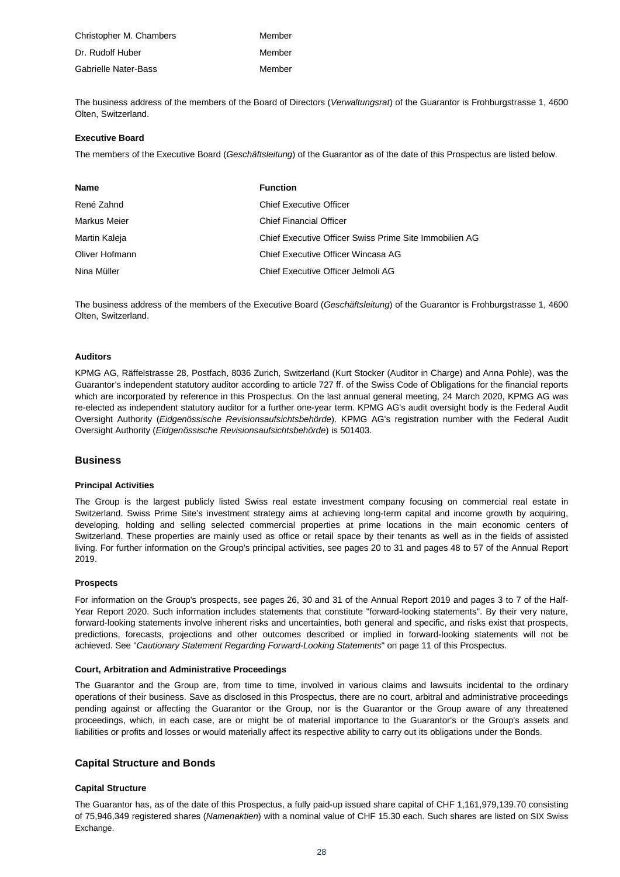| | |
|---|---|
| Christopher M. Chambers | Member |
| Dr. Rudolf Huber | Member |
| Gabrielle Nater-Bass | Member |

The business address of the members of the Board of Directors (*Verwaltungsrat*) of the Guarantor is Frohburgstrasse 1, 4600 Olten, Switzerland.

**Executive Board**

The members of the Executive Board (*Geschäftsleitung*) of the Guarantor as of the date of this Prospectus are listed below.

| Name | Function |
|---|---|
| René Zahnd | Chief Executive Officer |
| Markus Meier | Chief Financial Officer |
| Martin Kaleja | Chief Executive Officer Swiss Prime Site Immobilien AG |
| Oliver Hofmann | Chief Executive Officer Wincasa AG |
| Nina Müller | Chief Executive Officer Jelmoli AG |

The business address of the members of the Executive Board (*Geschäftsleitung*) of the Guarantor is Frohburgstrasse 1, 4600 Olten, Switzerland.

**Auditors**

KPMG AG, Räffelstrasse 28, Postfach, 8036 Zurich, Switzerland (Kurt Stocker (Auditor in Charge) and Anna Pohle), was the Guarantor's independent statutory auditor according to article 727 ff. of the Swiss Code of Obligations for the financial reports which are incorporated by reference in this Prospectus. On the last annual general meeting, 24 March 2020, KPMG AG was re-elected as independent statutory auditor for a further one-year term. KPMG AG's audit oversight body is the Federal Audit Oversight Authority (*Eidgenössische Revisionsaufsichtsbehörde*). KPMG AG's registration number with the Federal Audit Oversight Authority (*Eidgenössische Revisionsaufsichtsbehörde*) is 501403.

## Business

**Principal Activities**

The Group is the largest publicly listed Swiss real estate investment company focusing on commercial real estate in Switzerland. Swiss Prime Site's investment strategy aims at achieving long-term capital and income growth by acquiring, developing, holding and selling selected commercial properties at prime locations in the main economic centers of Switzerland. These properties are mainly used as office or retail space by their tenants as well as in the fields of assisted living. For further information on the Group's principal activities, see pages 20 to 31 and pages 48 to 57 of the Annual Report 2019.

**Prospects**

For information on the Group's prospects, see pages 26, 30 and 31 of the Annual Report 2019 and pages 3 to 7 of the Half-Year Report 2020. Such information includes statements that constitute "forward-looking statements". By their very nature, forward-looking statements involve inherent risks and uncertainties, both general and specific, and risks exist that prospects, predictions, forecasts, projections and other outcomes described or implied in forward-looking statements will not be achieved. See "*Cautionary Statement Regarding Forward-Looking Statements*" on page 11 of this Prospectus.

**Court, Arbitration and Administrative Proceedings**

The Guarantor and the Group are, from time to time, involved in various claims and lawsuits incidental to the ordinary operations of their business. Save as disclosed in this Prospectus, there are no court, arbitral and administrative proceedings pending against or affecting the Guarantor or the Group, nor is the Guarantor or the Group aware of any threatened proceedings, which, in each case, are or might be of material importance to the Guarantor's or the Group's assets and liabilities or profits and losses or would materially affect its respective ability to carry out its obligations under the Bonds.

## Capital Structure and Bonds

**Capital Structure**

The Guarantor has, as of the date of this Prospectus, a fully paid-up issued share capital of CHF 1,161,979,139.70 consisting of 75,946,349 registered shares (*Namenaktien*) with a nominal value of CHF 15.30 each. Such shares are listed on SIX Swiss Exchange.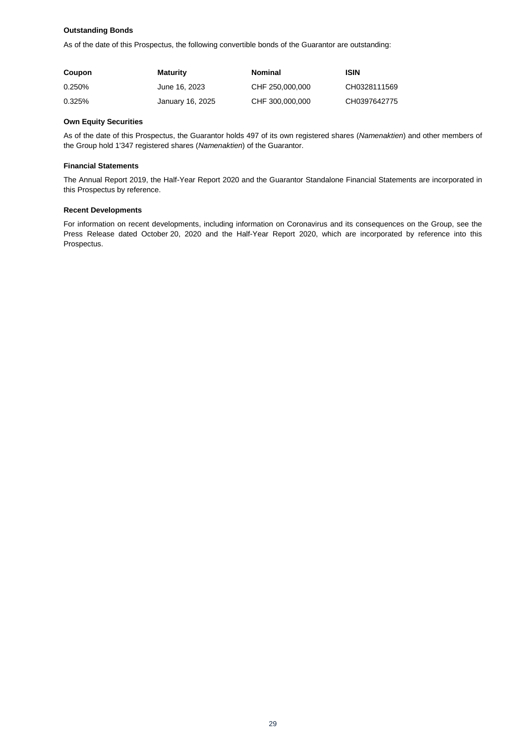### Outstanding Bonds

As of the date of this Prospectus, the following convertible bonds of the Guarantor are outstanding:

| Coupon | Maturity | Nominal | ISIN |
|---|---|---|---|
| 0.250% | June 16, 2023 | CHF 250,000,000 | CH0328111569 |
| 0.325% | January 16, 2025 | CHF 300,000,000 | CH0397642775 |

### Own Equity Securities

As of the date of this Prospectus, the Guarantor holds 497 of its own registered shares (*Namenaktien*) and other members of the Group hold 1'347 registered shares (*Namenaktien*) of the Guarantor.

### Financial Statements

The Annual Report 2019, the Half-Year Report 2020 and the Guarantor Standalone Financial Statements are incorporated in this Prospectus by reference.

### Recent Developments

For information on recent developments, including information on Coronavirus and its consequences on the Group, see the Press Release dated October 20, 2020 and the Half-Year Report 2020, which are incorporated by reference into this Prospectus.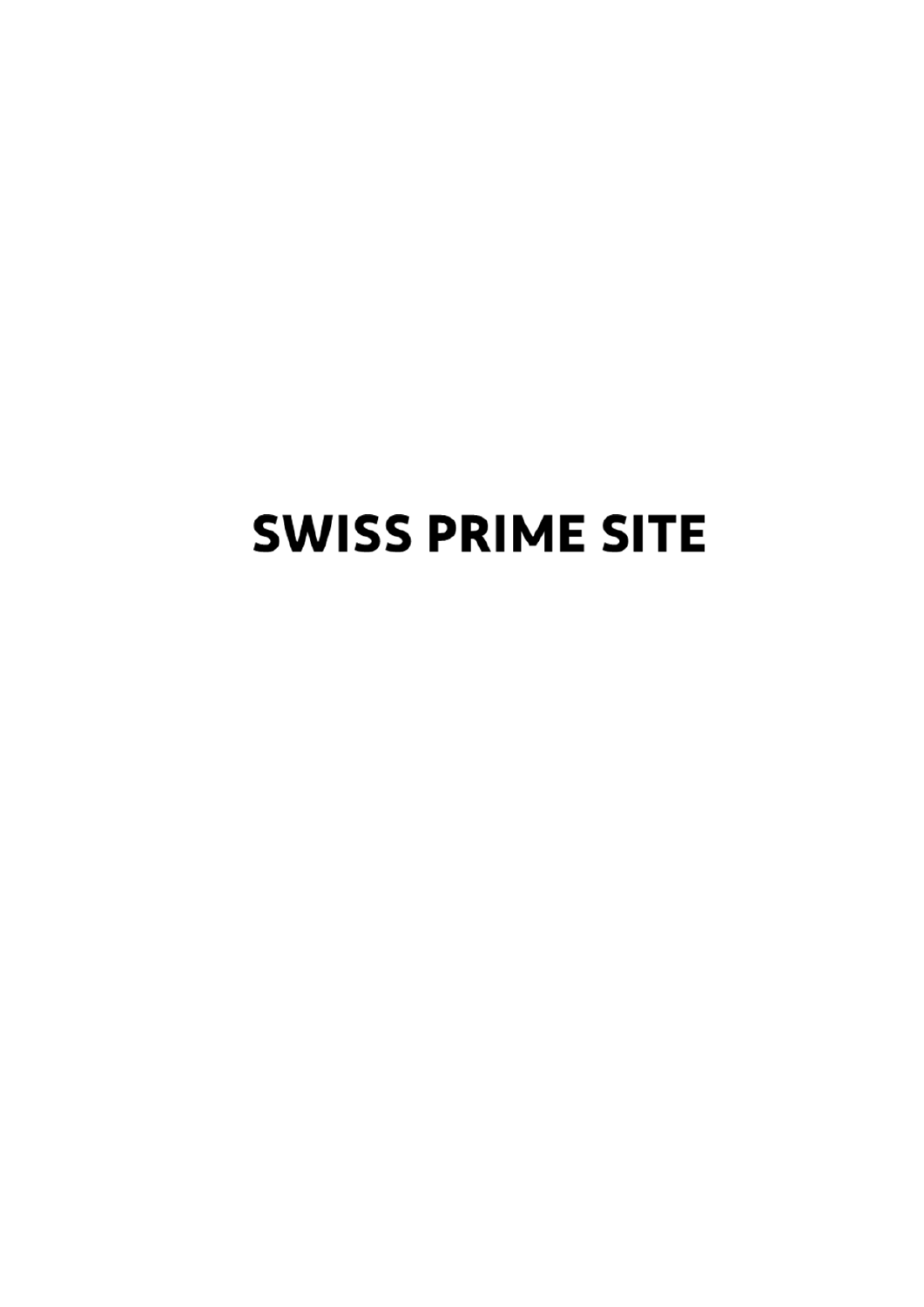SWISS PRIME SITE